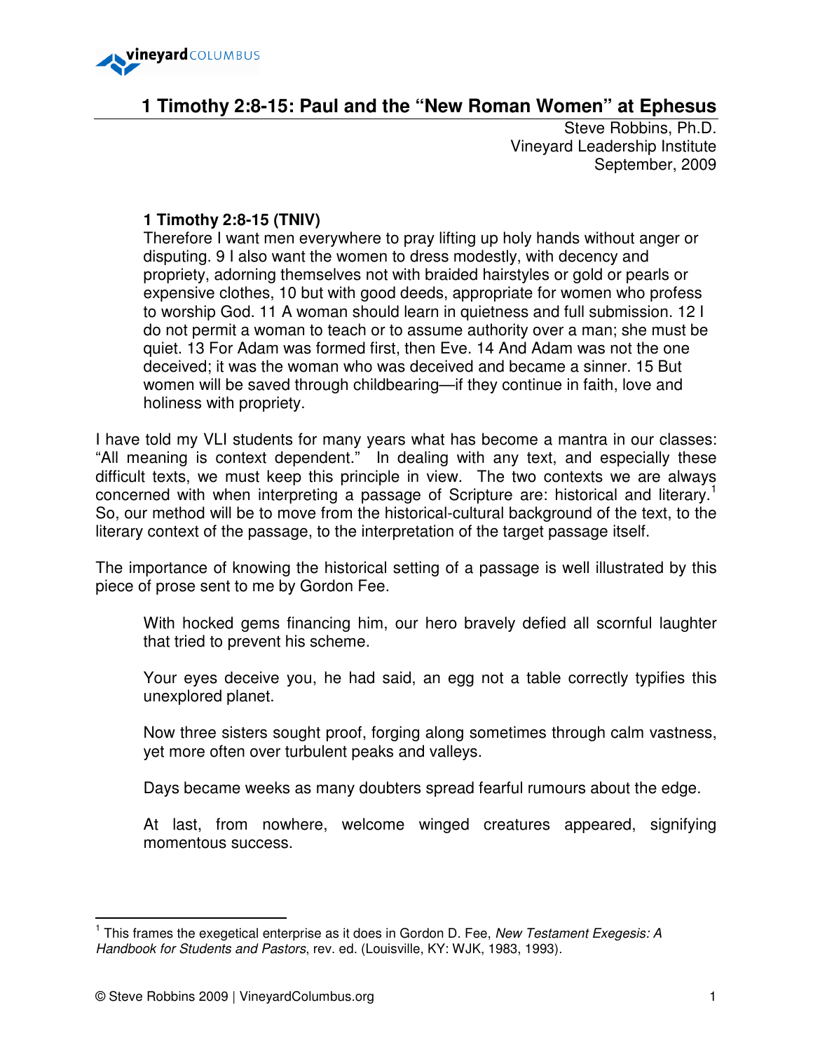# 1 Timothy 2:8-15: Paul and the "New Roman Women" at Ephesus

Steve Robbins, Ph.D.
Vineyard Leadership Institute
September, 2009

> **1 Timothy 2:8-15 (TNIV)**
> Therefore I want men everywhere to pray lifting up holy hands without anger or disputing. 9 I also want the women to dress modestly, with decency and propriety, adorning themselves not with braided hairstyles or gold or pearls or expensive clothes, 10 but with good deeds, appropriate for women who profess to worship God. 11 A woman should learn in quietness and full submission. 12 I do not permit a woman to teach or to assume authority over a man; she must be quiet. 13 For Adam was formed first, then Eve. 14 And Adam was not the one deceived; it was the woman who was deceived and became a sinner. 15 But women will be saved through childbearing—if they continue in faith, love and holiness with propriety.

I have told my VLI students for many years what has become a mantra in our classes: "All meaning is context dependent." In dealing with any text, and especially these difficult texts, we must keep this principle in view. The two contexts we are always concerned with when interpreting a passage of Scripture are: historical and literary.[1] So, our method will be to move from the historical-cultural background of the text, to the literary context of the passage, to the interpretation of the target passage itself.

The importance of knowing the historical setting of a passage is well illustrated by this piece of prose sent to me by Gordon Fee.

> With hocked gems financing him, our hero bravely defied all scornful laughter that tried to prevent his scheme.
>
> Your eyes deceive you, he had said, an egg not a table correctly typifies this unexplored planet.
>
> Now three sisters sought proof, forging along sometimes through calm vastness, yet more often over turbulent peaks and valleys.
>
> Days became weeks as many doubters spread fearful rumours about the edge.
>
> At last, from nowhere, welcome winged creatures appeared, signifying momentous success.

---

[1] This frames the exegetical enterprise as it does in Gordon D. Fee, *New Testament Exegesis: A Handbook for Students and Pastors*, rev. ed. (Louisville, KY: WJK, 1983, 1993).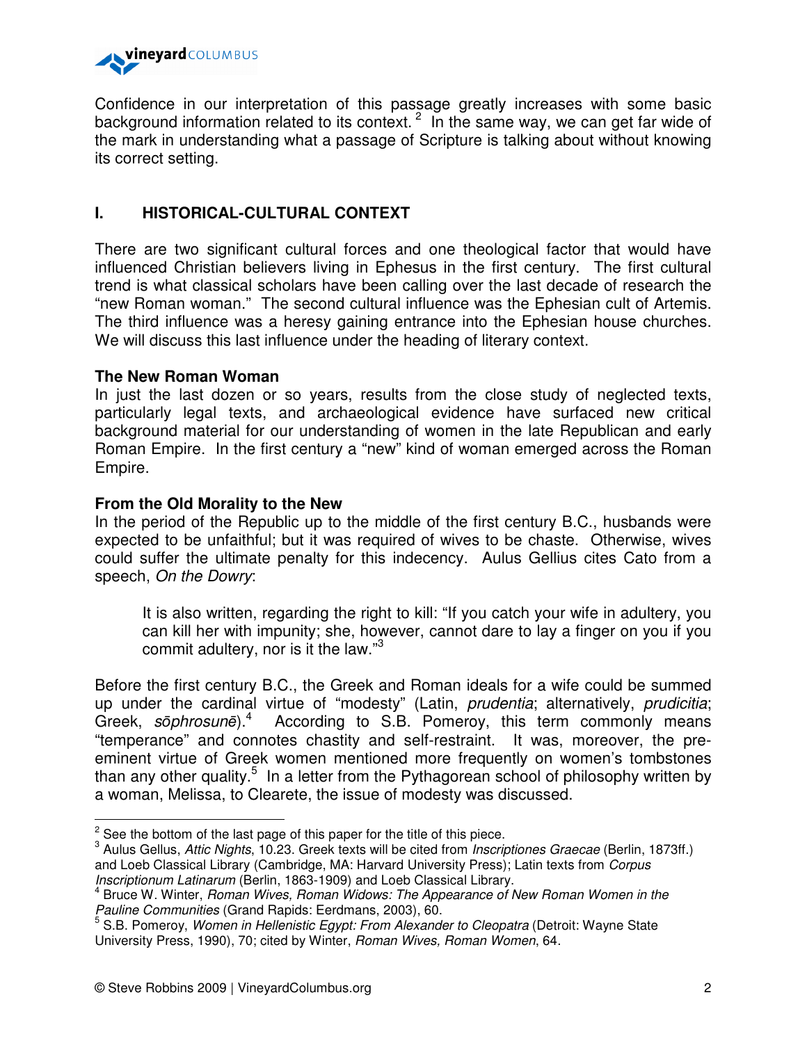Confidence in our interpretation of this passage greatly increases with some basic background information related to its context.[2] In the same way, we can get far wide of the mark in understanding what a passage of Scripture is talking about without knowing its correct setting.

## I. HISTORICAL-CULTURAL CONTEXT

There are two significant cultural forces and one theological factor that would have influenced Christian believers living in Ephesus in the first century. The first cultural trend is what classical scholars have been calling over the last decade of research the "new Roman woman." The second cultural influence was the Ephesian cult of Artemis. The third influence was a heresy gaining entrance into the Ephesian house churches. We will discuss this last influence under the heading of literary context.

### The New Roman Woman

In just the last dozen or so years, results from the close study of neglected texts, particularly legal texts, and archaeological evidence have surfaced new critical background material for our understanding of women in the late Republican and early Roman Empire. In the first century a "new" kind of woman emerged across the Roman Empire.

### From the Old Morality to the New

In the period of the Republic up to the middle of the first century B.C., husbands were expected to be unfaithful; but it was required of wives to be chaste. Otherwise, wives could suffer the ultimate penalty for this indecency. Aulus Gellius cites Cato from a speech, *On the Dowry*:

> It is also written, regarding the right to kill: "If you catch your wife in adultery, you can kill her with impunity; she, however, cannot dare to lay a finger on you if you commit adultery, nor is it the law."[3]

Before the first century B.C., the Greek and Roman ideals for a wife could be summed up under the cardinal virtue of "modesty" (Latin, *prudentia*; alternatively, *prudicitia*; Greek, *sōphrosunē*).[4] According to S.B. Pomeroy, this term commonly means "temperance" and connotes chastity and self-restraint. It was, moreover, the pre-eminent virtue of Greek women mentioned more frequently on women's tombstones than any other quality.[5] In a letter from the Pythagorean school of philosophy written by a woman, Melissa, to Clearete, the issue of modesty was discussed.

---

[2] See the bottom of the last page of this paper for the title of this piece.

[3] Aulus Gellus, *Attic Nights*, 10.23. Greek texts will be cited from *Inscriptiones Graecae* (Berlin, 1873ff.) and Loeb Classical Library (Cambridge, MA: Harvard University Press); Latin texts from *Corpus Inscriptionum Latinarum* (Berlin, 1863-1909) and Loeb Classical Library.

[4] Bruce W. Winter, *Roman Wives, Roman Widows: The Appearance of New Roman Women in the Pauline Communities* (Grand Rapids: Eerdmans, 2003), 60.

[5] S.B. Pomeroy, *Women in Hellenistic Egypt: From Alexander to Cleopatra* (Detroit: Wayne State University Press, 1990), 70; cited by Winter, *Roman Wives, Roman Women*, 64.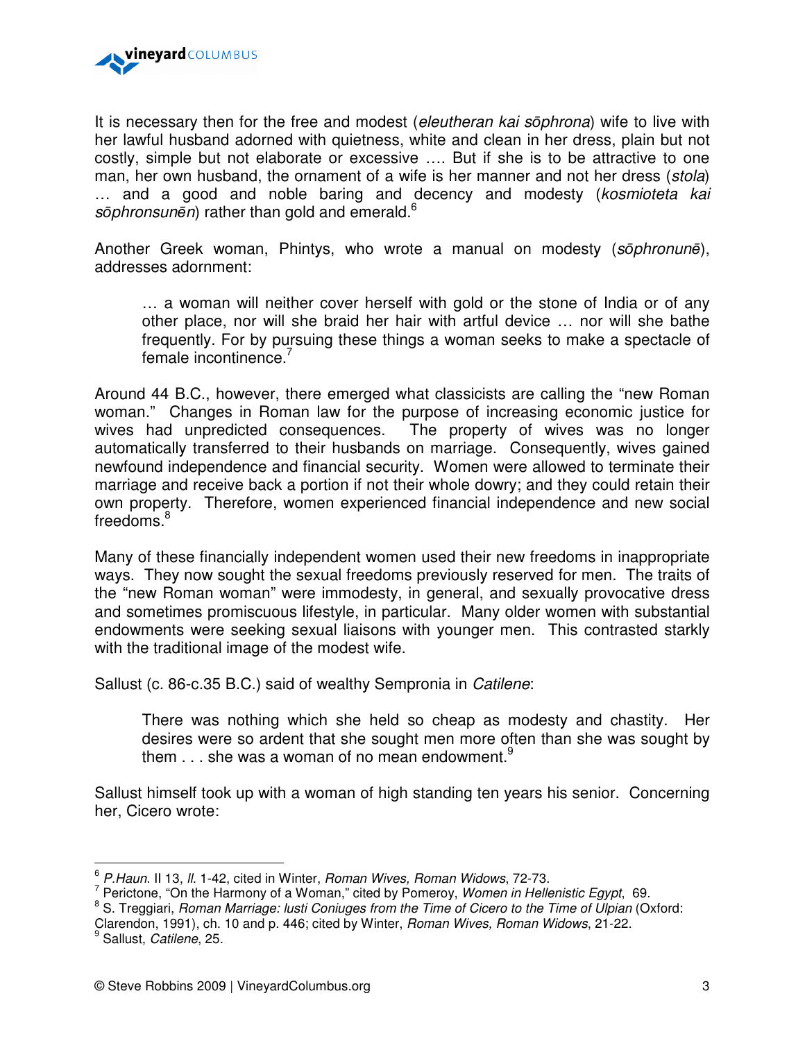It is necessary then for the free and modest (*eleutheran kai sōphrona*) wife to live with her lawful husband adorned with quietness, white and clean in her dress, plain but not costly, simple but not elaborate or excessive …. But if she is to be attractive to one man, her own husband, the ornament of a wife is her manner and not her dress (*stola*) … and a good and noble baring and decency and modesty (*kosmioteta kai sōphronsunēn*) rather than gold and emerald.[6]

Another Greek woman, Phintys, who wrote a manual on modesty (*sōphronunē*), addresses adornment:

> … a woman will neither cover herself with gold or the stone of India or of any other place, nor will she braid her hair with artful device … nor will she bathe frequently. For by pursuing these things a woman seeks to make a spectacle of female incontinence.[7]

Around 44 B.C., however, there emerged what classicists are calling the "new Roman woman." Changes in Roman law for the purpose of increasing economic justice for wives had unpredicted consequences. The property of wives was no longer automatically transferred to their husbands on marriage. Consequently, wives gained newfound independence and financial security. Women were allowed to terminate their marriage and receive back a portion if not their whole dowry; and they could retain their own property. Therefore, women experienced financial independence and new social freedoms.[8]

Many of these financially independent women used their new freedoms in inappropriate ways. They now sought the sexual freedoms previously reserved for men. The traits of the "new Roman woman" were immodesty, in general, and sexually provocative dress and sometimes promiscuous lifestyle, in particular. Many older women with substantial endowments were seeking sexual liaisons with younger men. This contrasted starkly with the traditional image of the modest wife.

Sallust (c. 86-c.35 B.C.) said of wealthy Sempronia in *Catilene*:

> There was nothing which she held so cheap as modesty and chastity. Her desires were so ardent that she sought men more often than she was sought by them . . . she was a woman of no mean endowment.[9]

Sallust himself took up with a woman of high standing ten years his senior. Concerning her, Cicero wrote:

---

[6] *P.Haun*. II 13, *ll*. 1-42, cited in Winter, *Roman Wives, Roman Widows*, 72-73.

[7] Perictone, "On the Harmony of a Woman," cited by Pomeroy, *Women in Hellenistic Egypt*, 69.

[8] S. Treggiari, *Roman Marriage: Iusti Coniuges from the Time of Cicero to the Time of Ulpian* (Oxford: Clarendon, 1991), ch. 10 and p. 446; cited by Winter, *Roman Wives, Roman Widows*, 21-22.

[9] Sallust, *Catilene*, 25.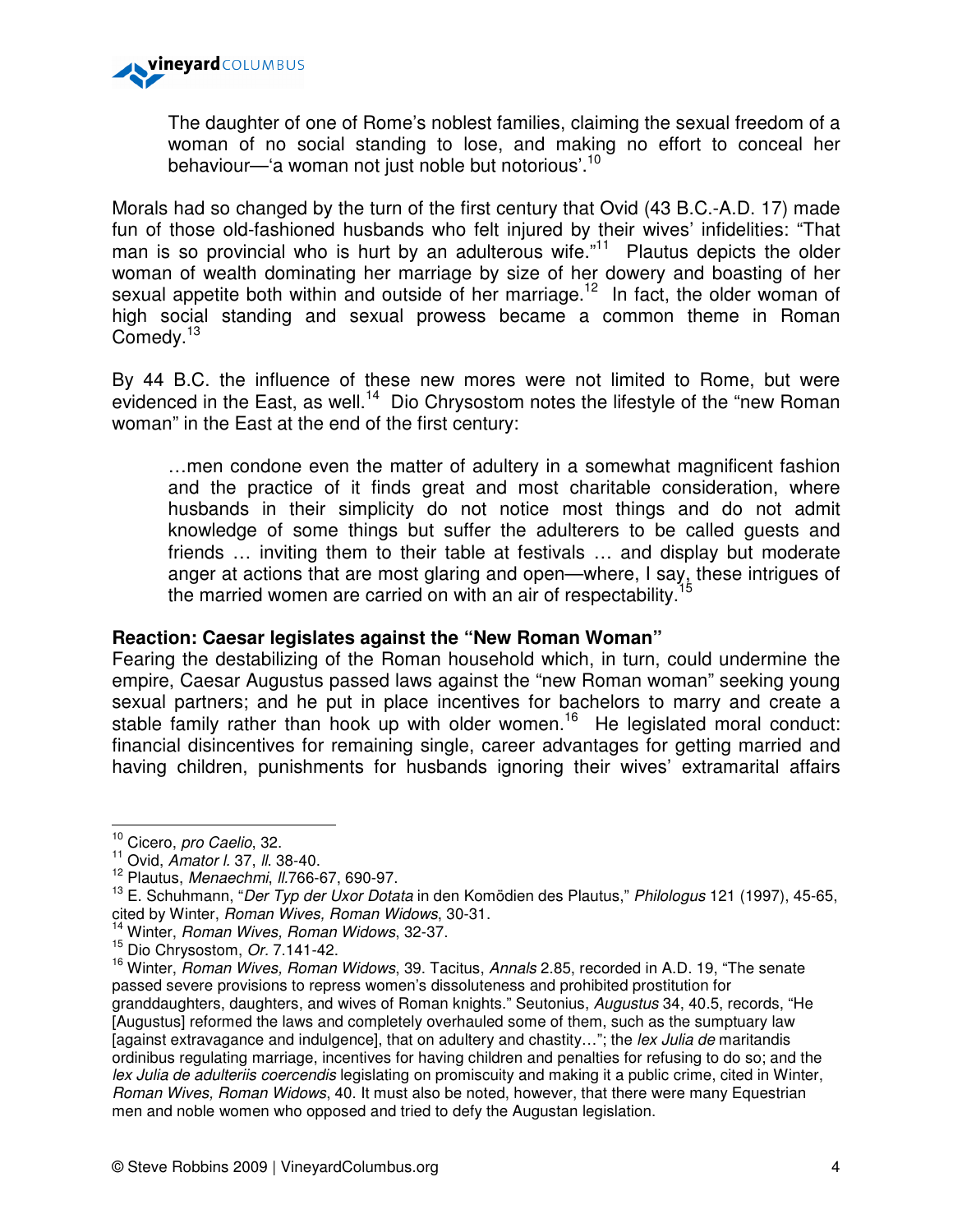> The daughter of one of Rome's noblest families, claiming the sexual freedom of a woman of no social standing to lose, and making no effort to conceal her behaviour—'a woman not just noble but notorious'.[10]

Morals had so changed by the turn of the first century that Ovid (43 B.C.-A.D. 17) made fun of those old-fashioned husbands who felt injured by their wives' infidelities: "That man is so provincial who is hurt by an adulterous wife."[11] Plautus depicts the older woman of wealth dominating her marriage by size of her dowery and boasting of her sexual appetite both within and outside of her marriage.[12] In fact, the older woman of high social standing and sexual prowess became a common theme in Roman Comedy.[13]

By 44 B.C. the influence of these new mores were not limited to Rome, but were evidenced in the East, as well.[14] Dio Chrysostom notes the lifestyle of the "new Roman woman" in the East at the end of the first century:

> …men condone even the matter of adultery in a somewhat magnificent fashion and the practice of it finds great and most charitable consideration, where husbands in their simplicity do not notice most things and do not admit knowledge of some things but suffer the adulterers to be called guests and friends … inviting them to their table at festivals … and display but moderate anger at actions that are most glaring and open—where, I say, these intrigues of the married women are carried on with an air of respectability.[15]

**Reaction: Caesar legislates against the "New Roman Woman"**

Fearing the destabilizing of the Roman household which, in turn, could undermine the empire, Caesar Augustus passed laws against the "new Roman woman" seeking young sexual partners; and he put in place incentives for bachelors to marry and create a stable family rather than hook up with older women.[16] He legislated moral conduct: financial disincentives for remaining single, career advantages for getting married and having children, punishments for husbands ignoring their wives' extramarital affairs

---

[10] Cicero, *pro Caelio*, 32.

[11] Ovid, *Amator l.* 37, *ll.* 38-40.

[12] Plautus, *Menaechmi*, *ll.*766-67, 690-97.

[13] E. Schuhmann, "*Der Typ der Uxor Dotata* in den Komödien des Plautus," *Philologus* 121 (1997), 45-65, cited by Winter, *Roman Wives, Roman Widows*, 30-31.

[14] Winter, *Roman Wives, Roman Widows*, 32-37.

[15] Dio Chrysostom, *Or.* 7.141-42.

[16] Winter, *Roman Wives, Roman Widows*, 39. Tacitus, *Annals* 2.85, recorded in A.D. 19, "The senate passed severe provisions to repress women's dissoluteness and prohibited prostitution for granddaughters, daughters, and wives of Roman knights." Seutonius, *Augustus* 34, 40.5, records, "He [Augustus] reformed the laws and completely overhauled some of them, such as the sumptuary law [against extravagance and indulgence], that on adultery and chastity…"; the *lex Julia de* maritandis ordinibus regulating marriage, incentives for having children and penalties for refusing to do so; and the *lex Julia de adulteriis coercendis* legislating on promiscuity and making it a public crime, cited in Winter, *Roman Wives, Roman Widows*, 40. It must also be noted, however, that there were many Equestrian men and noble women who opposed and tried to defy the Augustan legislation.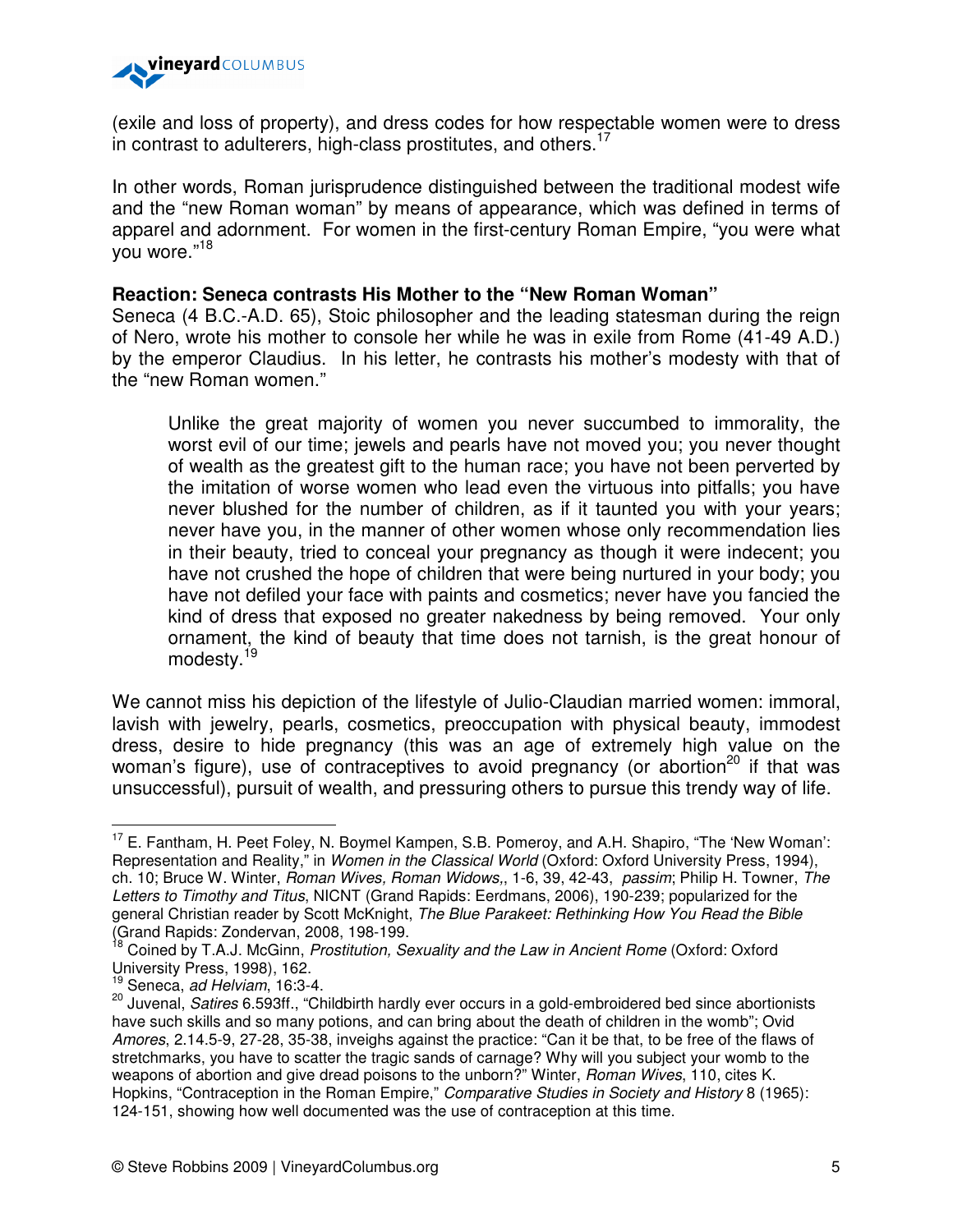(exile and loss of property), and dress codes for how respectable women were to dress in contrast to adulterers, high-class prostitutes, and others.[17]

In other words, Roman jurisprudence distinguished between the traditional modest wife and the "new Roman woman" by means of appearance, which was defined in terms of apparel and adornment. For women in the first-century Roman Empire, "you were what you wore."[18]

**Reaction: Seneca contrasts His Mother to the "New Roman Woman"**

Seneca (4 B.C.-A.D. 65), Stoic philosopher and the leading statesman during the reign of Nero, wrote his mother to console her while he was in exile from Rome (41-49 A.D.) by the emperor Claudius. In his letter, he contrasts his mother's modesty with that of the "new Roman women."

> Unlike the great majority of women you never succumbed to immorality, the worst evil of our time; jewels and pearls have not moved you; you never thought of wealth as the greatest gift to the human race; you have not been perverted by the imitation of worse women who lead even the virtuous into pitfalls; you have never blushed for the number of children, as if it taunted you with your years; never have you, in the manner of other women whose only recommendation lies in their beauty, tried to conceal your pregnancy as though it were indecent; you have not crushed the hope of children that were being nurtured in your body; you have not defiled your face with paints and cosmetics; never have you fancied the kind of dress that exposed no greater nakedness by being removed. Your only ornament, the kind of beauty that time does not tarnish, is the great honour of modesty.[19]

We cannot miss his depiction of the lifestyle of Julio-Claudian married women: immoral, lavish with jewelry, pearls, cosmetics, preoccupation with physical beauty, immodest dress, desire to hide pregnancy (this was an age of extremely high value on the woman's figure), use of contraceptives to avoid pregnancy (or abortion[20] if that was unsuccessful), pursuit of wealth, and pressuring others to pursue this trendy way of life.

---

[17] E. Fantham, H. Peet Foley, N. Boymel Kampen, S.B. Pomeroy, and A.H. Shapiro, "The 'New Woman': Representation and Reality," in *Women in the Classical World* (Oxford: Oxford University Press, 1994), ch. 10; Bruce W. Winter, *Roman Wives, Roman Widows*,, 1-6, 39, 42-43, *passim*; Philip H. Towner, *The Letters to Timothy and Titus*, NICNT (Grand Rapids: Eerdmans, 2006), 190-239; popularized for the general Christian reader by Scott McKnight, *The Blue Parakeet: Rethinking How You Read the Bible* (Grand Rapids: Zondervan, 2008, 198-199.

[18] Coined by T.A.J. McGinn, *Prostitution, Sexuality and the Law in Ancient Rome* (Oxford: Oxford University Press, 1998), 162.

[19] Seneca, *ad Helviam*, 16:3-4.

[20] Juvenal, *Satires* 6.593ff., "Childbirth hardly ever occurs in a gold-embroidered bed since abortionists have such skills and so many potions, and can bring about the death of children in the womb"; Ovid *Amores*, 2.14.5-9, 27-28, 35-38, inveighs against the practice: "Can it be that, to be free of the flaws of stretchmarks, you have to scatter the tragic sands of carnage? Why will you subject your womb to the weapons of abortion and give dread poisons to the unborn?" Winter, *Roman Wives*, 110, cites K. Hopkins, "Contraception in the Roman Empire," *Comparative Studies in Society and History* 8 (1965): 124-151, showing how well documented was the use of contraception at this time.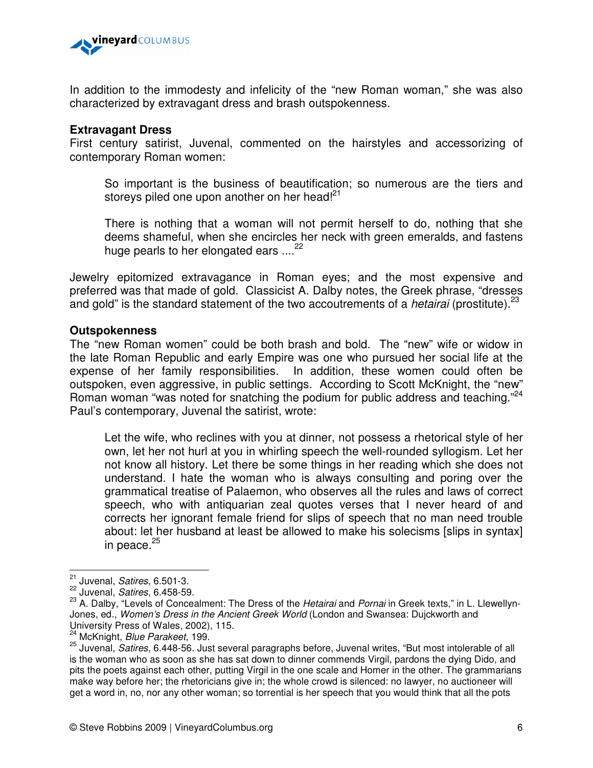In addition to the immodesty and infelicity of the "new Roman woman," she was also characterized by extravagant dress and brash outspokenness.

**Extravagant Dress**

First century satirist, Juvenal, commented on the hairstyles and accessorizing of contemporary Roman women:

> So important is the business of beautification; so numerous are the tiers and storeys piled one upon another on her head![21]

> There is nothing that a woman will not permit herself to do, nothing that she deems shameful, when she encircles her neck with green emeralds, and fastens huge pearls to her elongated ears ....[22]

Jewelry epitomized extravagance in Roman eyes; and the most expensive and preferred was that made of gold. Classicist A. Dalby notes, the Greek phrase, "dresses and gold" is the standard statement of the two accoutrements of a *hetairai* (prostitute).[23]

**Outspokenness**

The "new Roman women" could be both brash and bold. The "new" wife or widow in the late Roman Republic and early Empire was one who pursued her social life at the expense of her family responsibilities. In addition, these women could often be outspoken, even aggressive, in public settings. According to Scott McKnight, the "new" Roman woman "was noted for snatching the podium for public address and teaching."[24] Paul's contemporary, Juvenal the satirist, wrote:

> Let the wife, who reclines with you at dinner, not possess a rhetorical style of her own, let her not hurl at you in whirling speech the well-rounded syllogism. Let her not know all history. Let there be some things in her reading which she does not understand. I hate the woman who is always consulting and poring over the grammatical treatise of Palaemon, who observes all the rules and laws of correct speech, who with antiquarian zeal quotes verses that I never heard of and corrects her ignorant female friend for slips of speech that no man need trouble about: let her husband at least be allowed to make his solecisms [slips in syntax] in peace.[25]

---

[21] Juvenal, *Satires*, 6.501-3.

[22] Juvenal, *Satires*, 6.458-59.

[23] A. Dalby, "Levels of Concealment: The Dress of the *Hetairai* and *Pornai* in Greek texts," in L. Llewellyn-Jones, ed., *Women's Dress in the Ancient Greek World* (London and Swansea: Dujckworth and University Press of Wales, 2002), 115.

[24] McKnight, *Blue Parakeet*, 199.

[25] Juvenal, *Satires*, 6.448-56. Just several paragraphs before, Juvenal writes, "But most intolerable of all is the woman who as soon as she has sat down to dinner commends Virgil, pardons the dying Dido, and pits the poets against each other, putting Virgil in the one scale and Homer in the other. The grammarians make way before her; the rhetoricians give in; the whole crowd is silenced: no lawyer, no auctioneer will get a word in, no, nor any other woman; so torrential is her speech that you would think that all the pots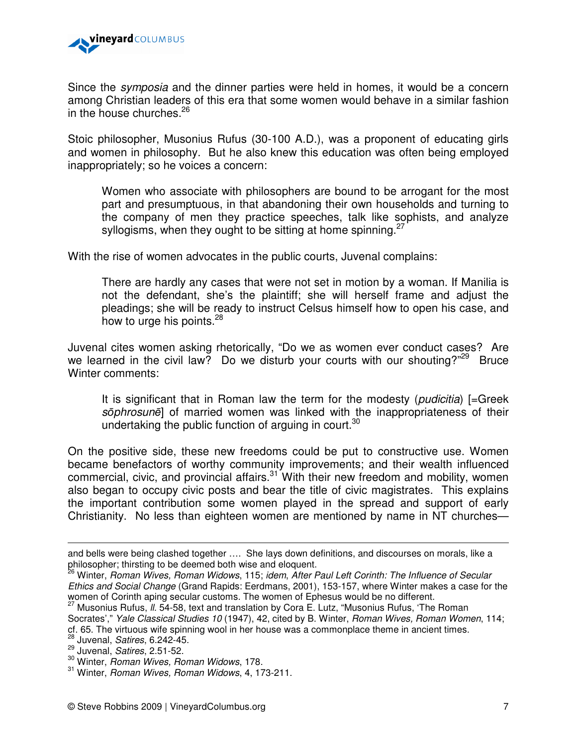Since the *symposia* and the dinner parties were held in homes, it would be a concern among Christian leaders of this era that some women would behave in a similar fashion in the house churches.[26]

Stoic philosopher, Musonius Rufus (30-100 A.D.), was a proponent of educating girls and women in philosophy. But he also knew this education was often being employed inappropriately; so he voices a concern:

> Women who associate with philosophers are bound to be arrogant for the most part and presumptuous, in that abandoning their own households and turning to the company of men they practice speeches, talk like sophists, and analyze syllogisms, when they ought to be sitting at home spinning.[27]

With the rise of women advocates in the public courts, Juvenal complains:

> There are hardly any cases that were not set in motion by a woman. If Manilia is not the defendant, she's the plaintiff; she will herself frame and adjust the pleadings; she will be ready to instruct Celsus himself how to open his case, and how to urge his points.[28]

Juvenal cites women asking rhetorically, "Do we as women ever conduct cases? Are we learned in the civil law? Do we disturb your courts with our shouting?"[29] Bruce Winter comments:

> It is significant that in Roman law the term for the modesty (*pudicitia*) [=Greek *sōphrosunē*] of married women was linked with the inappropriateness of their undertaking the public function of arguing in court.[30]

On the positive side, these new freedoms could be put to constructive use. Women became benefactors of worthy community improvements; and their wealth influenced commercial, civic, and provincial affairs.[31] With their new freedom and mobility, women also began to occupy civic posts and bear the title of civic magistrates. This explains the important contribution some women played in the spread and support of early Christianity. No less than eighteen women are mentioned by name in NT churches—

---

and bells were being clashed together …. She lays down definitions, and discourses on morals, like a philosopher; thirsting to be deemed both wise and eloquent.

[26] Winter, *Roman Wives, Roman Widows*, 115; *idem*, *After Paul Left Corinth: The Influence of Secular Ethics and Social Change* (Grand Rapids: Eerdmans, 2001), 153-157, where Winter makes a case for the women of Corinth aping secular customs. The women of Ephesus would be no different.

[27] Musonius Rufus, *ll*. 54-58, text and translation by Cora E. Lutz, "Musonius Rufus, 'The Roman Socrates'," *Yale Classical Studies 10* (1947), 42, cited by B. Winter, *Roman Wives, Roman Women*, 114; cf. 65. The virtuous wife spinning wool in her house was a commonplace theme in ancient times.

[28] Juvenal, *Satires*, 6.242-45.

[29] Juvenal, *Satires*, 2.51-52.

[30] Winter, *Roman Wives, Roman Widows*, 178.

[31] Winter, *Roman Wives, Roman Widows*, 4, 173-211.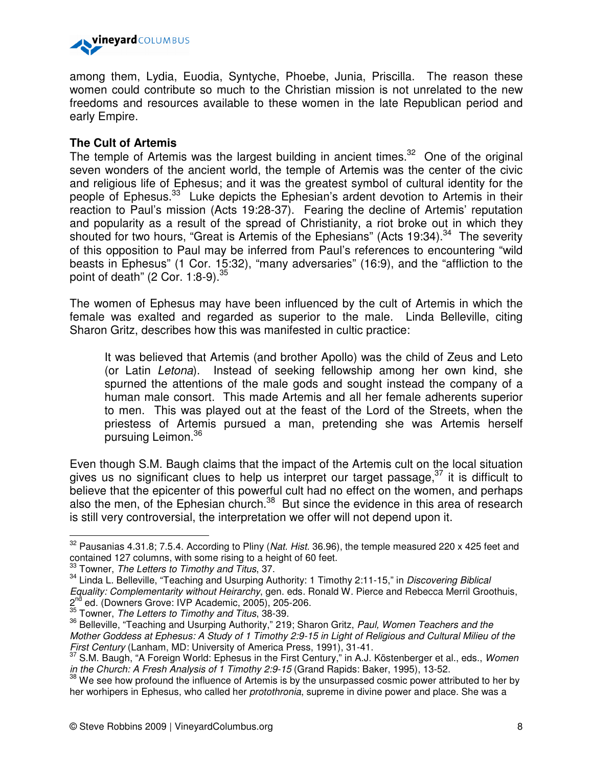among them, Lydia, Euodia, Syntyche, Phoebe, Junia, Priscilla. The reason these women could contribute so much to the Christian mission is not unrelated to the new freedoms and resources available to these women in the late Republican period and early Empire.

**The Cult of Artemis**

The temple of Artemis was the largest building in ancient times.[32] One of the original seven wonders of the ancient world, the temple of Artemis was the center of the civic and religious life of Ephesus; and it was the greatest symbol of cultural identity for the people of Ephesus.[33] Luke depicts the Ephesian's ardent devotion to Artemis in their reaction to Paul's mission (Acts 19:28-37). Fearing the decline of Artemis' reputation and popularity as a result of the spread of Christianity, a riot broke out in which they shouted for two hours, "Great is Artemis of the Ephesians" (Acts 19:34).[34] The severity of this opposition to Paul may be inferred from Paul's references to encountering "wild beasts in Ephesus" (1 Cor. 15:32), "many adversaries" (16:9), and the "affliction to the point of death" (2 Cor. 1:8-9).[35]

The women of Ephesus may have been influenced by the cult of Artemis in which the female was exalted and regarded as superior to the male. Linda Belleville, citing Sharon Gritz, describes how this was manifested in cultic practice:

> It was believed that Artemis (and brother Apollo) was the child of Zeus and Leto (or Latin *Letona*). Instead of seeking fellowship among her own kind, she spurned the attentions of the male gods and sought instead the company of a human male consort. This made Artemis and all her female adherents superior to men. This was played out at the feast of the Lord of the Streets, when the priestess of Artemis pursued a man, pretending she was Artemis herself pursuing Leimon.[36]

Even though S.M. Baugh claims that the impact of the Artemis cult on the local situation gives us no significant clues to help us interpret our target passage,[37] it is difficult to believe that the epicenter of this powerful cult had no effect on the women, and perhaps also the men, of the Ephesian church.[38] But since the evidence in this area of research is still very controversial, the interpretation we offer will not depend upon it.

---

[32] Pausanias 4.31.8; 7.5.4. According to Pliny (*Nat. Hist.* 36.96), the temple measured 220 x 425 feet and contained 127 columns, with some rising to a height of 60 feet.

[33] Towner, *The Letters to Timothy and Titus*, 37.

[34] Linda L. Belleville, "Teaching and Usurping Authority: 1 Timothy 2:11-15," in *Discovering Biblical Equality: Complementarity without Heirarchy*, gen. eds. Ronald W. Pierce and Rebecca Merril Groothuis, 2nd ed. (Downers Grove: IVP Academic, 2005), 205-206.

[35] Towner, *The Letters to Timothy and Titus*, 38-39.

[36] Belleville, "Teaching and Usurping Authority," 219; Sharon Gritz, *Paul, Women Teachers and the Mother Goddess at Ephesus: A Study of 1 Timothy 2:9-15 in Light of Religious and Cultural Milieu of the First Century* (Lanham, MD: University of America Press, 1991), 31-41.

[37] S.M. Baugh, "A Foreign World: Ephesus in the First Century," in A.J. Köstenberger et al., eds., *Women in the Church: A Fresh Analysis of 1 Timothy 2:9-15* (Grand Rapids: Baker, 1995), 13-52.

[38] We see how profound the influence of Artemis is by the unsurpassed cosmic power attributed to her by her worhipers in Ephesus, who called her *protothronia*, supreme in divine power and place. She was a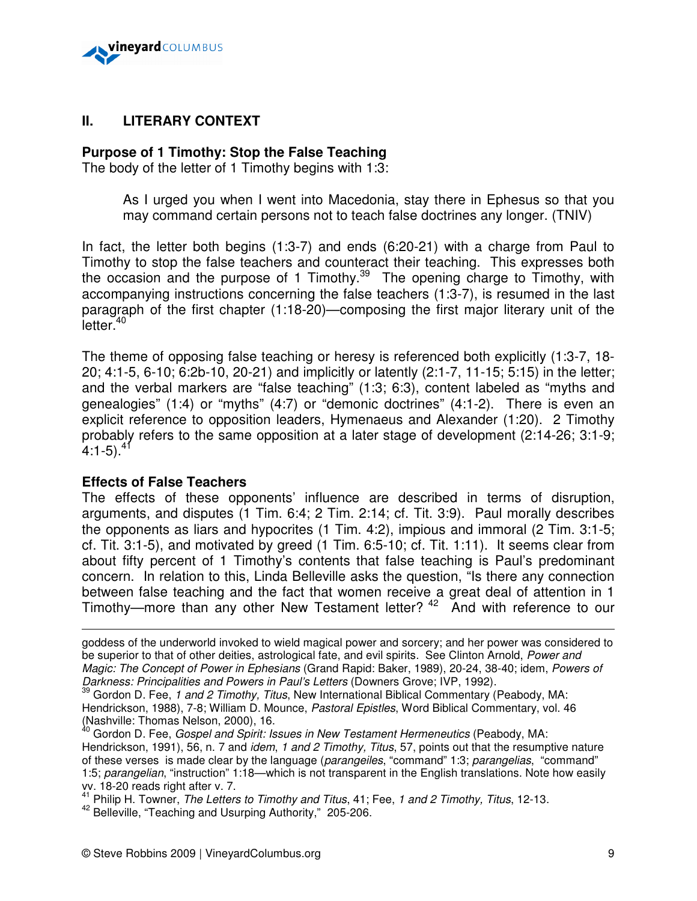## II. LITERARY CONTEXT

**Purpose of 1 Timothy: Stop the False Teaching**
The body of the letter of 1 Timothy begins with 1:3:

> As I urged you when I went into Macedonia, stay there in Ephesus so that you may command certain persons not to teach false doctrines any longer. (TNIV)

In fact, the letter both begins (1:3-7) and ends (6:20-21) with a charge from Paul to Timothy to stop the false teachers and counteract their teaching. This expresses both the occasion and the purpose of 1 Timothy.[39] The opening charge to Timothy, with accompanying instructions concerning the false teachers (1:3-7), is resumed in the last paragraph of the first chapter (1:18-20)—composing the first major literary unit of the letter.[40]

The theme of opposing false teaching or heresy is referenced both explicitly (1:3-7, 18-20; 4:1-5, 6-10; 6:2b-10, 20-21) and implicitly or latently (2:1-7, 11-15; 5:15) in the letter; and the verbal markers are "false teaching" (1:3; 6:3), content labeled as "myths and genealogies" (1:4) or "myths" (4:7) or "demonic doctrines" (4:1-2). There is even an explicit reference to opposition leaders, Hymenaeus and Alexander (1:20). 2 Timothy probably refers to the same opposition at a later stage of development (2:14-26; 3:1-9; 4:1-5).[41]

**Effects of False Teachers**
The effects of these opponents' influence are described in terms of disruption, arguments, and disputes (1 Tim. 6:4; 2 Tim. 2:14; cf. Tit. 3:9). Paul morally describes the opponents as liars and hypocrites (1 Tim. 4:2), impious and immoral (2 Tim. 3:1-5; cf. Tit. 3:1-5), and motivated by greed (1 Tim. 6:5-10; cf. Tit. 1:11). It seems clear from about fifty percent of 1 Timothy's contents that false teaching is Paul's predominant concern. In relation to this, Linda Belleville asks the question, "Is there any connection between false teaching and the fact that women receive a great deal of attention in 1 Timothy—more than any other New Testament letter?[42] And with reference to our

---

goddess of the underworld invoked to wield magical power and sorcery; and her power was considered to be superior to that of other deities, astrological fate, and evil spirits. See Clinton Arnold, *Power and Magic: The Concept of Power in Ephesians* (Grand Rapid: Baker, 1989), 20-24, 38-40; idem, *Powers of Darkness: Principalities and Powers in Paul's Letters* (Downers Grove; IVP, 1992).

[39] Gordon D. Fee, *1 and 2 Timothy, Titus*, New International Biblical Commentary (Peabody, MA: Hendrickson, 1988), 7-8; William D. Mounce, *Pastoral Epistles*, Word Biblical Commentary, vol. 46 (Nashville: Thomas Nelson, 2000), 16.

[40] Gordon D. Fee, *Gospel and Spirit: Issues in New Testament Hermeneutics* (Peabody, MA: Hendrickson, 1991), 56, n. 7 and *idem*, *1 and 2 Timothy, Titus*, 57, points out that the resumptive nature of these verses is made clear by the language (*parangeiles*, "command" 1:3; *parangelias*, "command" 1:5; *parangelian*, "instruction" 1:18—which is not transparent in the English translations. Note how easily vv. 18-20 reads right after v. 7.

[41] Philip H. Towner, *The Letters to Timothy and Titus*, 41; Fee, *1 and 2 Timothy, Titus*, 12-13.

[42] Belleville, "Teaching and Usurping Authority," 205-206.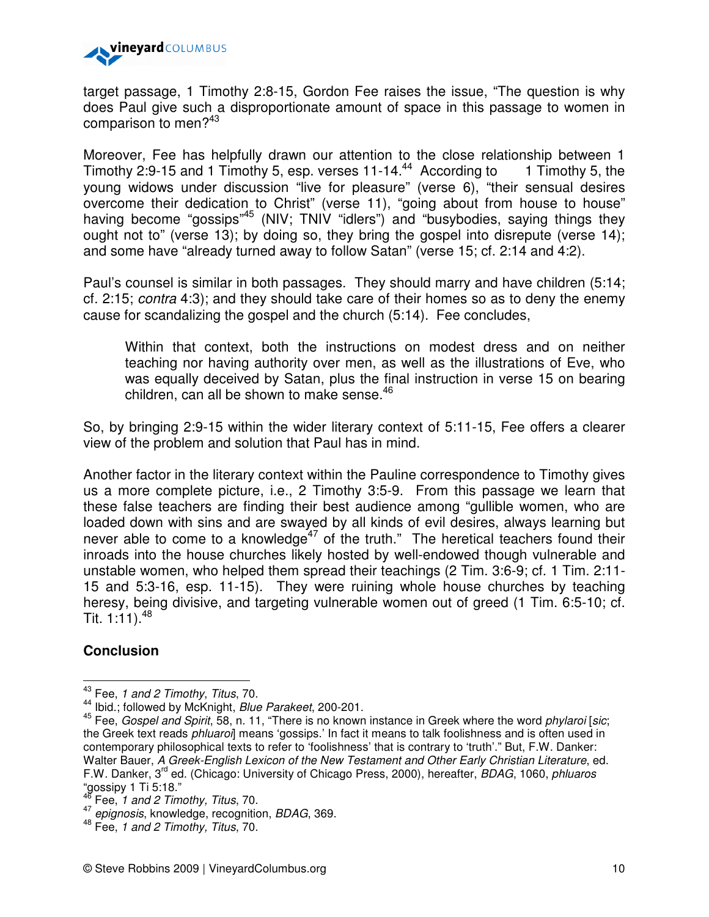target passage, 1 Timothy 2:8-15, Gordon Fee raises the issue, "The question is why does Paul give such a disproportionate amount of space in this passage to women in comparison to men?[43]

Moreover, Fee has helpfully drawn our attention to the close relationship between 1 Timothy 2:9-15 and 1 Timothy 5, esp. verses 11-14.[44] According to 1 Timothy 5, the young widows under discussion "live for pleasure" (verse 6), "their sensual desires overcome their dedication to Christ" (verse 11), "going about from house to house" having become "gossips"[45] (NIV; TNIV "idlers") and "busybodies, saying things they ought not to" (verse 13); by doing so, they bring the gospel into disrepute (verse 14); and some have "already turned away to follow Satan" (verse 15; cf. 2:14 and 4:2).

Paul's counsel is similar in both passages. They should marry and have children (5:14; cf. 2:15; *contra* 4:3); and they should take care of their homes so as to deny the enemy cause for scandalizing the gospel and the church (5:14). Fee concludes,

> Within that context, both the instructions on modest dress and on neither teaching nor having authority over men, as well as the illustrations of Eve, who was equally deceived by Satan, plus the final instruction in verse 15 on bearing children, can all be shown to make sense.[46]

So, by bringing 2:9-15 within the wider literary context of 5:11-15, Fee offers a clearer view of the problem and solution that Paul has in mind.

Another factor in the literary context within the Pauline correspondence to Timothy gives us a more complete picture, i.e., 2 Timothy 3:5-9. From this passage we learn that these false teachers are finding their best audience among "gullible women, who are loaded down with sins and are swayed by all kinds of evil desires, always learning but never able to come to a knowledge[47] of the truth." The heretical teachers found their inroads into the house churches likely hosted by well-endowed though vulnerable and unstable women, who helped them spread their teachings (2 Tim. 3:6-9; cf. 1 Tim. 2:11-15 and 5:3-16, esp. 11-15). They were ruining whole house churches by teaching heresy, being divisive, and targeting vulnerable women out of greed (1 Tim. 6:5-10; cf. Tit. 1:11).[48]

**Conclusion**

---

[43] Fee, *1 and 2 Timothy*, *Titus*, 70.

[44] Ibid.; followed by McKnight, *Blue Parakeet*, 200-201.

[45] Fee, *Gospel and Spirit*, 58, n. 11, "There is no known instance in Greek where the word *phylaroi* [*sic*; the Greek text reads *phluaroi*] means 'gossips.' In fact it means to talk foolishness and is often used in contemporary philosophical texts to refer to 'foolishness' that is contrary to 'truth'." But, F.W. Danker: Walter Bauer, *A Greek-English Lexicon of the New Testament and Other Early Christian Literature*, ed. F.W. Danker, 3rd ed. (Chicago: University of Chicago Press, 2000), hereafter, *BDAG*, 1060, *phluaros* "gossipy 1 Ti 5:18."

[46] Fee, *1 and 2 Timothy, Titus*, 70.

[47] *epignosis*, knowledge, recognition, *BDAG*, 369.

[48] Fee, *1 and 2 Timothy, Titus*, 70.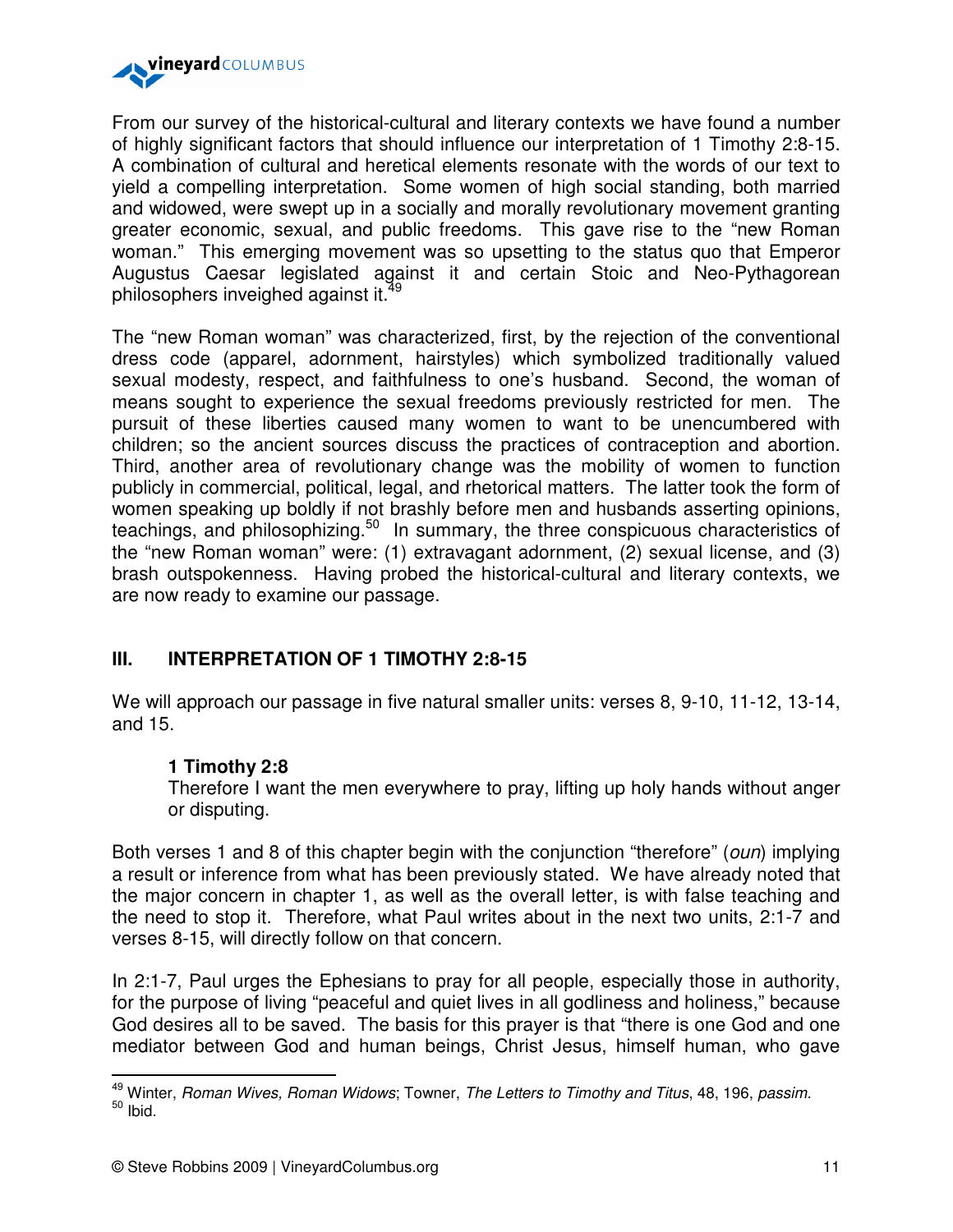From our survey of the historical-cultural and literary contexts we have found a number of highly significant factors that should influence our interpretation of 1 Timothy 2:8-15. A combination of cultural and heretical elements resonate with the words of our text to yield a compelling interpretation. Some women of high social standing, both married and widowed, were swept up in a socially and morally revolutionary movement granting greater economic, sexual, and public freedoms. This gave rise to the "new Roman woman." This emerging movement was so upsetting to the status quo that Emperor Augustus Caesar legislated against it and certain Stoic and Neo-Pythagorean philosophers inveighed against it.[49]

The "new Roman woman" was characterized, first, by the rejection of the conventional dress code (apparel, adornment, hairstyles) which symbolized traditionally valued sexual modesty, respect, and faithfulness to one's husband. Second, the woman of means sought to experience the sexual freedoms previously restricted for men. The pursuit of these liberties caused many women to want to be unencumbered with children; so the ancient sources discuss the practices of contraception and abortion. Third, another area of revolutionary change was the mobility of women to function publicly in commercial, political, legal, and rhetorical matters. The latter took the form of women speaking up boldly if not brashly before men and husbands asserting opinions, teachings, and philosophizing.[50] In summary, the three conspicuous characteristics of the "new Roman woman" were: (1) extravagant adornment, (2) sexual license, and (3) brash outspokenness. Having probed the historical-cultural and literary contexts, we are now ready to examine our passage.

## III. INTERPRETATION OF 1 TIMOTHY 2:8-15

We will approach our passage in five natural smaller units: verses 8, 9-10, 11-12, 13-14, and 15.

> **1 Timothy 2:8**
> Therefore I want the men everywhere to pray, lifting up holy hands without anger or disputing.

Both verses 1 and 8 of this chapter begin with the conjunction "therefore" (*oun*) implying a result or inference from what has been previously stated. We have already noted that the major concern in chapter 1, as well as the overall letter, is with false teaching and the need to stop it. Therefore, what Paul writes about in the next two units, 2:1-7 and verses 8-15, will directly follow on that concern.

In 2:1-7, Paul urges the Ephesians to pray for all people, especially those in authority, for the purpose of living "peaceful and quiet lives in all godliness and holiness," because God desires all to be saved. The basis for this prayer is that "there is one God and one mediator between God and human beings, Christ Jesus, himself human, who gave

---

[49] Winter, *Roman Wives, Roman Widows*; Towner, *The Letters to Timothy and Titus*, 48, 196, *passim.*
[50] Ibid.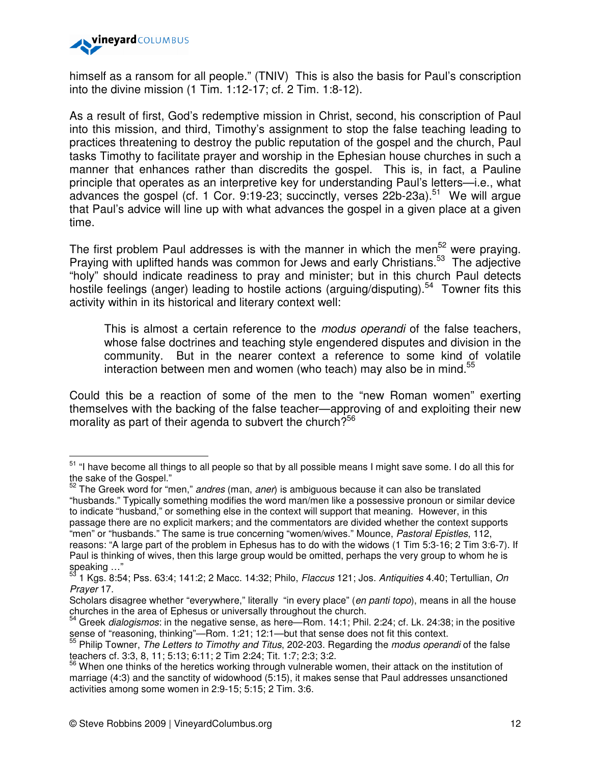himself as a ransom for all people." (TNIV) This is also the basis for Paul's conscription into the divine mission (1 Tim. 1:12-17; cf. 2 Tim. 1:8-12).

As a result of first, God's redemptive mission in Christ, second, his conscription of Paul into this mission, and third, Timothy's assignment to stop the false teaching leading to practices threatening to destroy the public reputation of the gospel and the church, Paul tasks Timothy to facilitate prayer and worship in the Ephesian house churches in such a manner that enhances rather than discredits the gospel. This is, in fact, a Pauline principle that operates as an interpretive key for understanding Paul's letters—i.e., what advances the gospel (cf. 1 Cor. 9:19-23; succinctly, verses 22b-23a).[51] We will argue that Paul's advice will line up with what advances the gospel in a given place at a given time.

The first problem Paul addresses is with the manner in which the men[52] were praying. Praying with uplifted hands was common for Jews and early Christians.[53] The adjective "holy" should indicate readiness to pray and minister; but in this church Paul detects hostile feelings (anger) leading to hostile actions (arguing/disputing).[54] Towner fits this activity within in its historical and literary context well:

> This is almost a certain reference to the *modus operandi* of the false teachers, whose false doctrines and teaching style engendered disputes and division in the community. But in the nearer context a reference to some kind of volatile interaction between men and women (who teach) may also be in mind.[55]

Could this be a reaction of some of the men to the "new Roman women" exerting themselves with the backing of the false teacher—approving of and exploiting their new morality as part of their agenda to subvert the church?[56]

---

[51] "I have become all things to all people so that by all possible means I might save some. I do all this for the sake of the Gospel."

[52] The Greek word for "men," *andres* (man, *aner*) is ambiguous because it can also be translated "husbands." Typically something modifies the word man/men like a possessive pronoun or similar device to indicate "husband," or something else in the context will support that meaning. However, in this passage there are no explicit markers; and the commentators are divided whether the context supports "men" or "husbands." The same is true concerning "women/wives." Mounce, *Pastoral Epistles*, 112, reasons: "A large part of the problem in Ephesus has to do with the widows (1 Tim 5:3-16; 2 Tim 3:6-7). If Paul is thinking of wives, then this large group would be omitted, perhaps the very group to whom he is speaking …"

[53] 1 Kgs. 8:54; Pss. 63:4; 141:2; 2 Macc. 14:32; Philo, *Flaccus* 121; Jos. *Antiquities* 4.40; Tertullian, *On Prayer* 17.

Scholars disagree whether "everywhere," literally "in every place" (*en panti topo*), means in all the house churches in the area of Ephesus or universally throughout the church.

[54] Greek *dialogismos*: in the negative sense, as here—Rom. 14:1; Phil. 2:24; cf. Lk. 24:38; in the positive sense of "reasoning, thinking"—Rom. 1:21; 12:1—but that sense does not fit this context.

[55] Philip Towner, *The Letters to Timothy and Titus*, 202-203. Regarding the *modus operandi* of the false teachers cf. 3:3, 8, 11; 5:13; 6:11; 2 Tim 2:24; Tit. 1:7; 2:3; 3:2.

[56] When one thinks of the heretics working through vulnerable women, their attack on the institution of marriage (4:3) and the sanctity of widowhood (5:15), it makes sense that Paul addresses unsanctioned activities among some women in 2:9-15; 5:15; 2 Tim. 3:6.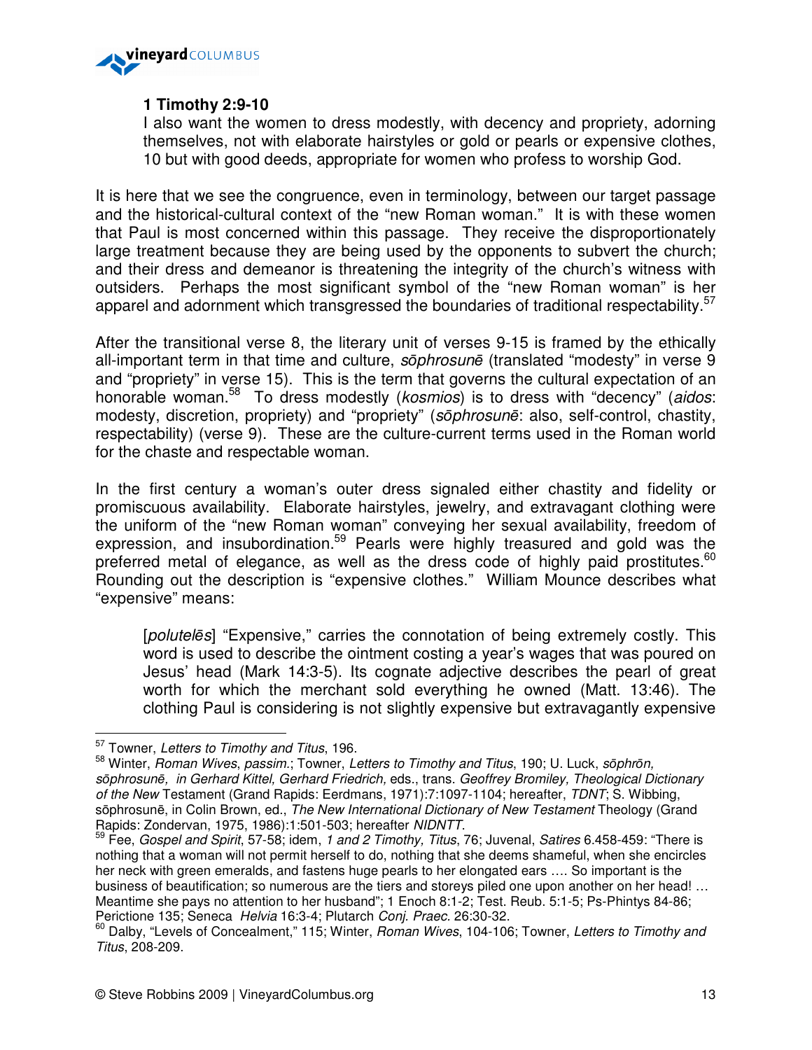**1 Timothy 2:9-10**

I also want the women to dress modestly, with decency and propriety, adorning themselves, not with elaborate hairstyles or gold or pearls or expensive clothes, 10 but with good deeds, appropriate for women who profess to worship God.

It is here that we see the congruence, even in terminology, between our target passage and the historical-cultural context of the "new Roman woman." It is with these women that Paul is most concerned within this passage. They receive the disproportionately large treatment because they are being used by the opponents to subvert the church; and their dress and demeanor is threatening the integrity of the church's witness with outsiders. Perhaps the most significant symbol of the "new Roman woman" is her apparel and adornment which transgressed the boundaries of traditional respectability.[57]

After the transitional verse 8, the literary unit of verses 9-15 is framed by the ethically all-important term in that time and culture, *sōphrosunē* (translated "modesty" in verse 9 and "propriety" in verse 15). This is the term that governs the cultural expectation of an honorable woman.[58] To dress modestly (*kosmios*) is to dress with "decency" (*aidos*: modesty, discretion, propriety) and "propriety" (*sōphrosunē*: also, self-control, chastity, respectability) (verse 9). These are the culture-current terms used in the Roman world for the chaste and respectable woman.

In the first century a woman's outer dress signaled either chastity and fidelity or promiscuous availability. Elaborate hairstyles, jewelry, and extravagant clothing were the uniform of the "new Roman woman" conveying her sexual availability, freedom of expression, and insubordination.[59] Pearls were highly treasured and gold was the preferred metal of elegance, as well as the dress code of highly paid prostitutes.[60] Rounding out the description is "expensive clothes." William Mounce describes what "expensive" means:

> [*polutelēs*] "Expensive," carries the connotation of being extremely costly. This word is used to describe the ointment costing a year's wages that was poured on Jesus' head (Mark 14:3-5). Its cognate adjective describes the pearl of great worth for which the merchant sold everything he owned (Matt. 13:46). The clothing Paul is considering is not slightly expensive but extravagantly expensive

---

[57] Towner, *Letters to Timothy and Titus*, 196.

[58] Winter, *Roman Wives*, *passim*.; Towner, *Letters to Timothy and Titus*, 190; U. Luck, *sōphrōn, sōphrosunē, in Gerhard Kittel, Gerhard Friedrich,* eds., trans. *Geoffrey Bromiley, Theological Dictionary of the New* Testament (Grand Rapids: Eerdmans, 1971):7:1097-1104; hereafter, *TDNT*; S. Wibbing, sōphrosunē, in Colin Brown, ed., *The New International Dictionary of New Testament* Theology (Grand Rapids: Zondervan, 1975, 1986):1:501-503; hereafter *NIDNTT*.

[59] Fee, *Gospel and Spirit*, 57-58; idem, *1 and 2 Timothy, Titus*, 76; Juvenal, *Satires* 6.458-459: "There is nothing that a woman will not permit herself to do, nothing that she deems shameful, when she encircles her neck with green emeralds, and fastens huge pearls to her elongated ears …. So important is the business of beautification; so numerous are the tiers and storeys piled one upon another on her head! … Meantime she pays no attention to her husband"; 1 Enoch 8:1-2; Test. Reub. 5:1-5; Ps-Phintys 84-86; Perictione 135; Seneca *Helvia* 16:3-4; Plutarch *Conj. Praec.* 26:30-32.

[60] Dalby, "Levels of Concealment," 115; Winter, *Roman Wives*, 104-106; Towner, *Letters to Timothy and Titus*, 208-209.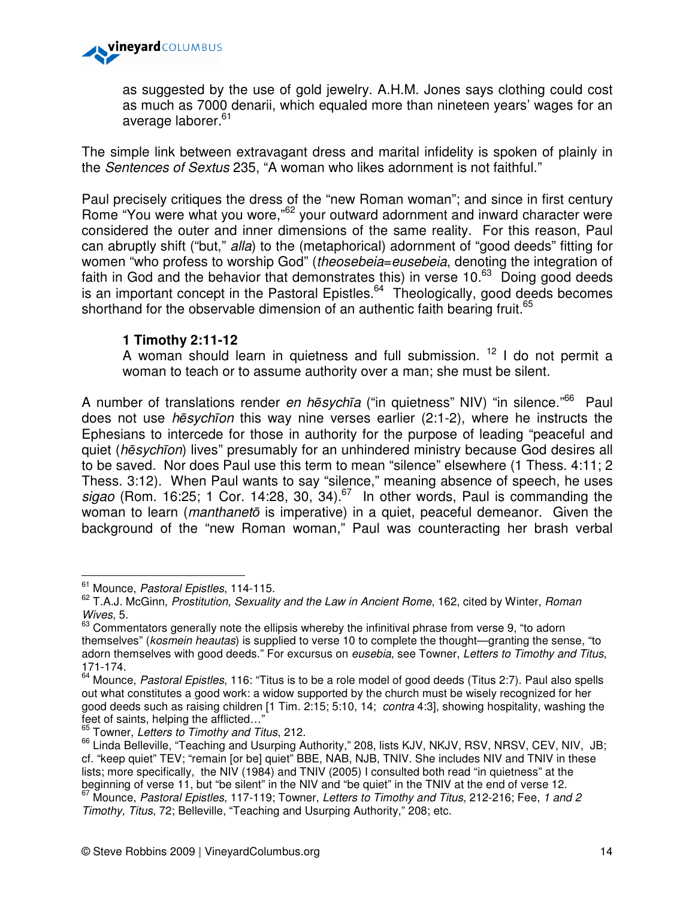as suggested by the use of gold jewelry. A.H.M. Jones says clothing could cost as much as 7000 denarii, which equaled more than nineteen years' wages for an average laborer.[61]

The simple link between extravagant dress and marital infidelity is spoken of plainly in the *Sentences of Sextus* 235, "A woman who likes adornment is not faithful."

Paul precisely critiques the dress of the "new Roman woman"; and since in first century Rome "You were what you wore,"[62] your outward adornment and inward character were considered the outer and inner dimensions of the same reality. For this reason, Paul can abruptly shift ("but," *alla*) to the (metaphorical) adornment of "good deeds" fitting for women "who profess to worship God" (*theosebeia*=*eusebeia*, denoting the integration of faith in God and the behavior that demonstrates this) in verse 10.[63] Doing good deeds is an important concept in the Pastoral Epistles.[64] Theologically, good deeds becomes shorthand for the observable dimension of an authentic faith bearing fruit.[65]

> **1 Timothy 2:11-12**
> A woman should learn in quietness and full submission. [12] I do not permit a woman to teach or to assume authority over a man; she must be silent.

A number of translations render *en hēsychīa* ("in quietness" NIV) "in silence."[66] Paul does not use *hēsychīon* this way nine verses earlier (2:1-2), where he instructs the Ephesians to intercede for those in authority for the purpose of leading "peaceful and quiet (*hēsychīon*) lives" presumably for an unhindered ministry because God desires all to be saved. Nor does Paul use this term to mean "silence" elsewhere (1 Thess. 4:11; 2 Thess. 3:12). When Paul wants to say "silence," meaning absence of speech, he uses *sigao* (Rom. 16:25; 1 Cor. 14:28, 30, 34).[67] In other words, Paul is commanding the woman to learn (*manthanetō* is imperative) in a quiet, peaceful demeanor. Given the background of the "new Roman woman," Paul was counteracting her brash verbal

---

[61] Mounce, *Pastoral Epistles*, 114-115.

[62] T.A.J. McGinn, *Prostitution, Sexuality and the Law in Ancient Rome*, 162, cited by Winter, *Roman Wives*, 5.

[63] Commentators generally note the ellipsis whereby the infinitival phrase from verse 9, "to adorn themselves" (*kosmein heautas*) is supplied to verse 10 to complete the thought—granting the sense, "to adorn themselves with good deeds." For excursus on *eusebia*, see Towner, *Letters to Timothy and Titus*, 171-174.

[64] Mounce, *Pastoral Epistles*, 116: "Titus is to be a role model of good deeds (Titus 2:7). Paul also spells out what constitutes a good work: a widow supported by the church must be wisely recognized for her good deeds such as raising children [1 Tim. 2:15; 5:10, 14; *contra* 4:3], showing hospitality, washing the feet of saints, helping the afflicted…"

[65] Towner, *Letters to Timothy and Titus*, 212.

[66] Linda Belleville, "Teaching and Usurping Authority," 208, lists KJV, NKJV, RSV, NRSV, CEV, NIV, JB; cf. "keep quiet" TEV; "remain [or be] quiet" BBE, NAB, NJB, TNIV. She includes NIV and TNIV in these lists; more specifically, the NIV (1984) and TNIV (2005) I consulted both read "in quietness" at the beginning of verse 11, but "be silent" in the NIV and "be quiet" in the TNIV at the end of verse 12.

[67] Mounce, *Pastoral Epistles*, 117-119; Towner, *Letters to Timothy and Titus*, 212-216; Fee, *1 and 2 Timothy, Titus*, 72; Belleville, "Teaching and Usurping Authority," 208; etc.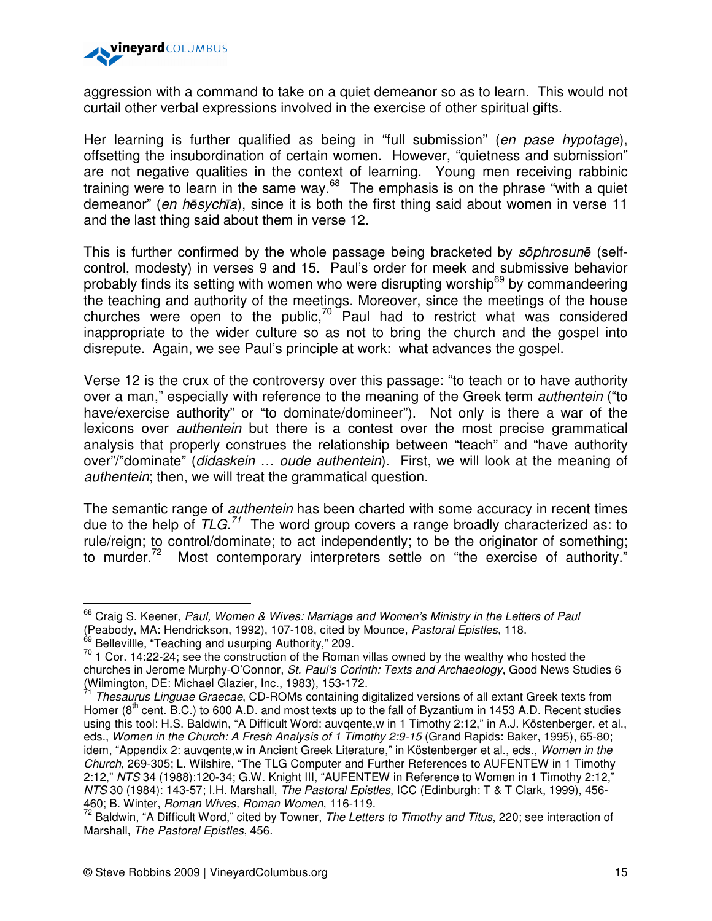aggression with a command to take on a quiet demeanor so as to learn. This would not curtail other verbal expressions involved in the exercise of other spiritual gifts.

Her learning is further qualified as being in "full submission" (*en pase hypotage*), offsetting the insubordination of certain women. However, "quietness and submission" are not negative qualities in the context of learning. Young men receiving rabbinic training were to learn in the same way.[68] The emphasis is on the phrase "with a quiet demeanor" (*en hēsychīa*), since it is both the first thing said about women in verse 11 and the last thing said about them in verse 12.

This is further confirmed by the whole passage being bracketed by *sōphrosunē* (self-control, modesty) in verses 9 and 15. Paul's order for meek and submissive behavior probably finds its setting with women who were disrupting worship[69] by commandeering the teaching and authority of the meetings. Moreover, since the meetings of the house churches were open to the public,[70] Paul had to restrict what was considered inappropriate to the wider culture so as not to bring the church and the gospel into disrepute. Again, we see Paul's principle at work: what advances the gospel.

Verse 12 is the crux of the controversy over this passage: "to teach or to have authority over a man," especially with reference to the meaning of the Greek term *authentein* ("to have/exercise authority" or "to dominate/domineer"). Not only is there a war of the lexicons over *authentein* but there is a contest over the most precise grammatical analysis that properly construes the relationship between "teach" and "have authority over"/"dominate" (*didaskein … oude authentein*). First, we will look at the meaning of *authentein*; then, we will treat the grammatical question.

The semantic range of *authentein* has been charted with some accuracy in recent times due to the help of *TLG*.[71] The word group covers a range broadly characterized as: to rule/reign; to control/dominate; to act independently; to be the originator of something; to murder.[72] Most contemporary interpreters settle on "the exercise of authority."

---

[68] Craig S. Keener, *Paul, Women & Wives: Marriage and Women's Ministry in the Letters of Paul* (Peabody, MA: Hendrickson, 1992), 107-108, cited by Mounce, *Pastoral Epistles*, 118.

[69] Bellevillle, "Teaching and usurping Authority," 209.

[70] 1 Cor. 14:22-24; see the construction of the Roman villas owned by the wealthy who hosted the churches in Jerome Murphy-O'Connor, *St. Paul's Corinth: Texts and Archaeology*, Good News Studies 6 (Wilmington, DE: Michael Glazier, Inc., 1983), 153-172.

[71] *Thesaurus Linguae Graecae*, CD-ROMs containing digitalized versions of all extant Greek texts from Homer (8th cent. B.C.) to 600 A.D. and most texts up to the fall of Byzantium in 1453 A.D. Recent studies using this tool: H.S. Baldwin, "A Difficult Word: auvqente,w in 1 Timothy 2:12," in A.J. Köstenberger, et al., eds., *Women in the Church: A Fresh Analysis of 1 Timothy 2:9-15* (Grand Rapids: Baker, 1995), 65-80; idem, "Appendix 2: auvqente,w in Ancient Greek Literature," in Köstenberger et al., eds., *Women in the Church*, 269-305; L. Wilshire, "The TLG Computer and Further References to AUFENTEW in 1 Timothy 2:12," *NTS* 34 (1988):120-34; G.W. Knight III, "AUFENTEW in Reference to Women in 1 Timothy 2:12," *NTS* 30 (1984): 143-57; I.H. Marshall, *The Pastoral Epistles*, ICC (Edinburgh: T & T Clark, 1999), 456-460; B. Winter, *Roman Wives, Roman Women*, 116-119.

[72] Baldwin, "A Difficult Word," cited by Towner, *The Letters to Timothy and Titus*, 220; see interaction of Marshall, *The Pastoral Epistles*, 456.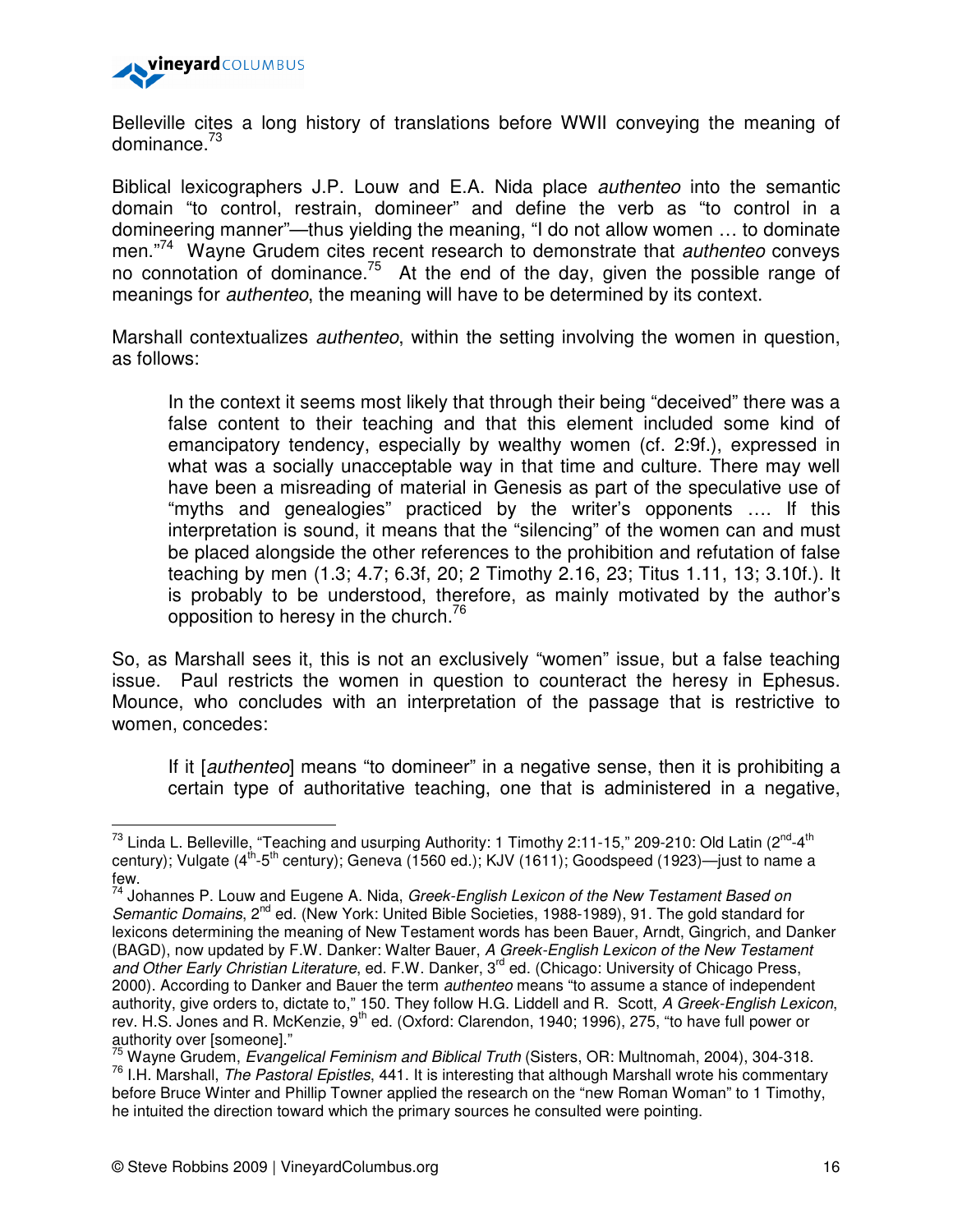Belleville cites a long history of translations before WWII conveying the meaning of dominance.[73]

Biblical lexicographers J.P. Louw and E.A. Nida place *authenteo* into the semantic domain "to control, restrain, domineer" and define the verb as "to control in a domineering manner"—thus yielding the meaning, "I do not allow women … to dominate men."[74] Wayne Grudem cites recent research to demonstrate that *authenteo* conveys no connotation of dominance.[75] At the end of the day, given the possible range of meanings for *authenteo*, the meaning will have to be determined by its context.

Marshall contextualizes *authenteo*, within the setting involving the women in question, as follows:

> In the context it seems most likely that through their being "deceived" there was a false content to their teaching and that this element included some kind of emancipatory tendency, especially by wealthy women (cf. 2:9f.), expressed in what was a socially unacceptable way in that time and culture. There may well have been a misreading of material in Genesis as part of the speculative use of "myths and genealogies" practiced by the writer's opponents …. If this interpretation is sound, it means that the "silencing" of the women can and must be placed alongside the other references to the prohibition and refutation of false teaching by men (1.3; 4.7; 6.3f, 20; 2 Timothy 2.16, 23; Titus 1.11, 13; 3.10f.). It is probably to be understood, therefore, as mainly motivated by the author's opposition to heresy in the church.[76]

So, as Marshall sees it, this is not an exclusively "women" issue, but a false teaching issue. Paul restricts the women in question to counteract the heresy in Ephesus. Mounce, who concludes with an interpretation of the passage that is restrictive to women, concedes:

> If it [*authenteo*] means "to domineer" in a negative sense, then it is prohibiting a certain type of authoritative teaching, one that is administered in a negative,

---

[73] Linda L. Belleville, "Teaching and usurping Authority: 1 Timothy 2:11-15," 209-210: Old Latin (2nd-4th century); Vulgate (4th-5th century); Geneva (1560 ed.); KJV (1611); Goodspeed (1923)—just to name a few.

[74] Johannes P. Louw and Eugene A. Nida, *Greek-English Lexicon of the New Testament Based on Semantic Domains*, 2nd ed. (New York: United Bible Societies, 1988-1989), 91. The gold standard for lexicons determining the meaning of New Testament words has been Bauer, Arndt, Gingrich, and Danker (BAGD), now updated by F.W. Danker: Walter Bauer, *A Greek-English Lexicon of the New Testament and Other Early Christian Literature*, ed. F.W. Danker, 3rd ed. (Chicago: University of Chicago Press, 2000). According to Danker and Bauer the term *authenteo* means "to assume a stance of independent authority, give orders to, dictate to," 150. They follow H.G. Liddell and R. Scott, *A Greek-English Lexicon*, rev. H.S. Jones and R. McKenzie, 9th ed. (Oxford: Clarendon, 1940; 1996), 275, "to have full power or authority over [someone]."

[75] Wayne Grudem, *Evangelical Feminism and Biblical Truth* (Sisters, OR: Multnomah, 2004), 304-318.

[76] I.H. Marshall, *The Pastoral Epistles*, 441. It is interesting that although Marshall wrote his commentary before Bruce Winter and Phillip Towner applied the research on the "new Roman Woman" to 1 Timothy, he intuited the direction toward which the primary sources he consulted were pointing.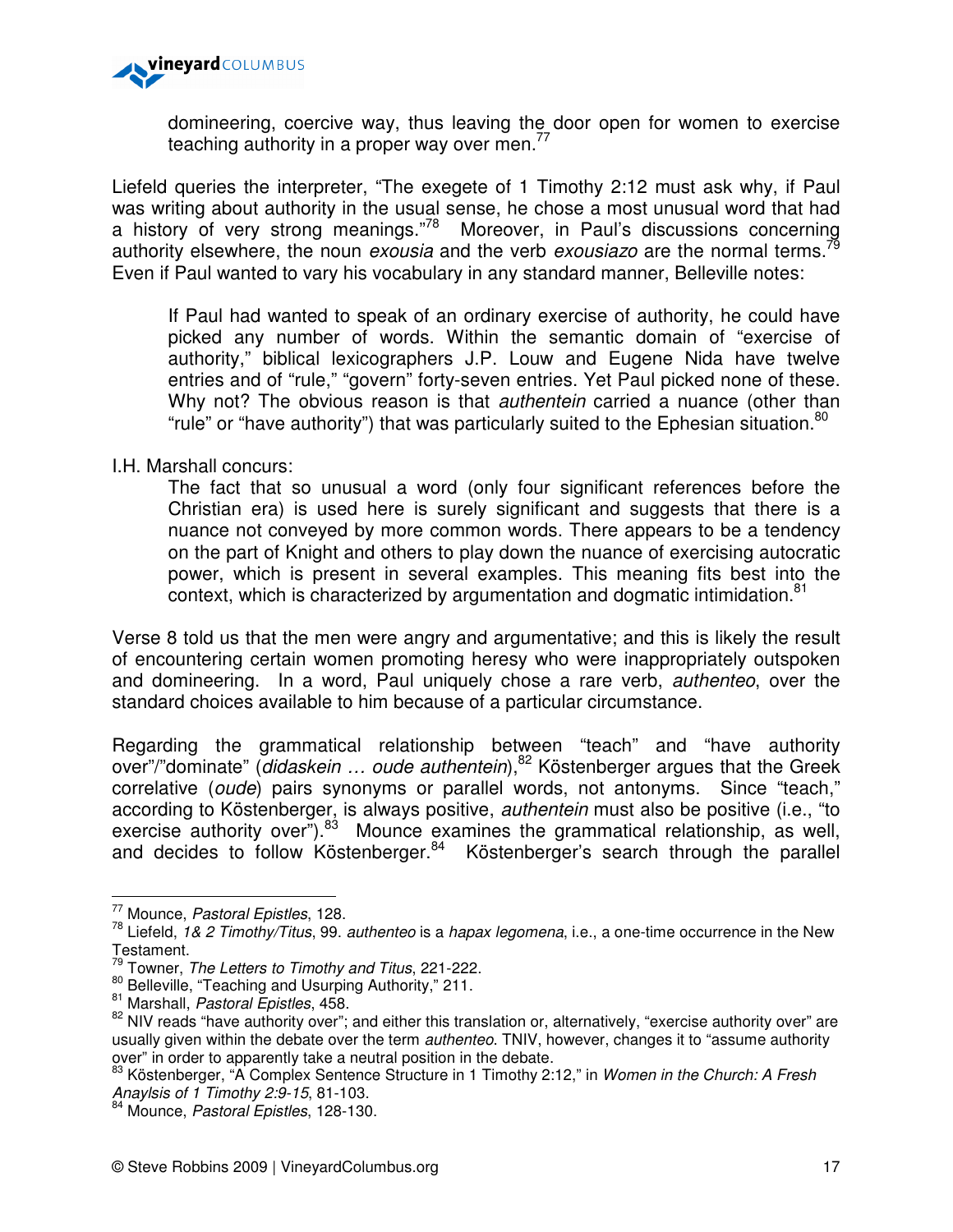> domineering, coercive way, thus leaving the door open for women to exercise teaching authority in a proper way over men.[77]

Liefeld queries the interpreter, "The exegete of 1 Timothy 2:12 must ask why, if Paul was writing about authority in the usual sense, he chose a most unusual word that had a history of very strong meanings."[78] Moreover, in Paul's discussions concerning authority elsewhere, the noun *exousia* and the verb *exousiazo* are the normal terms.[79] Even if Paul wanted to vary his vocabulary in any standard manner, Belleville notes:

> If Paul had wanted to speak of an ordinary exercise of authority, he could have picked any number of words. Within the semantic domain of "exercise of authority," biblical lexicographers J.P. Louw and Eugene Nida have twelve entries and of "rule," "govern" forty-seven entries. Yet Paul picked none of these. Why not? The obvious reason is that *authentein* carried a nuance (other than "rule" or "have authority") that was particularly suited to the Ephesian situation.[80]

I.H. Marshall concurs:

> The fact that so unusual a word (only four significant references before the Christian era) is used here is surely significant and suggests that there is a nuance not conveyed by more common words. There appears to be a tendency on the part of Knight and others to play down the nuance of exercising autocratic power, which is present in several examples. This meaning fits best into the context, which is characterized by argumentation and dogmatic intimidation.[81]

Verse 8 told us that the men were angry and argumentative; and this is likely the result of encountering certain women promoting heresy who were inappropriately outspoken and domineering. In a word, Paul uniquely chose a rare verb, *authenteo*, over the standard choices available to him because of a particular circumstance.

Regarding the grammatical relationship between "teach" and "have authority over"/"dominate" (*didaskein … oude authentein*),[82] Köstenberger argues that the Greek correlative (*oude*) pairs synonyms or parallel words, not antonyms. Since "teach," according to Köstenberger, is always positive, *authentein* must also be positive (i.e., "to exercise authority over").[83] Mounce examines the grammatical relationship, as well, and decides to follow Köstenberger.[84] Köstenberger's search through the parallel

---

[77] Mounce, *Pastoral Epistles*, 128.

[78] Liefeld, *1& 2 Timothy/Titus*, 99. *authenteo* is a *hapax legomena*, i.e., a one-time occurrence in the New Testament.

[79] Towner, *The Letters to Timothy and Titus*, 221-222.

[80] Belleville, "Teaching and Usurping Authority," 211.

[81] Marshall, *Pastoral Epistles*, 458.

[82] NIV reads "have authority over"; and either this translation or, alternatively, "exercise authority over" are usually given within the debate over the term *authenteo*. TNIV, however, changes it to "assume authority over" in order to apparently take a neutral position in the debate.

[83] Köstenberger, "A Complex Sentence Structure in 1 Timothy 2:12," in *Women in the Church: A Fresh Anaylsis of 1 Timothy 2:9-15*, 81-103.

[84] Mounce, *Pastoral Epistles*, 128-130.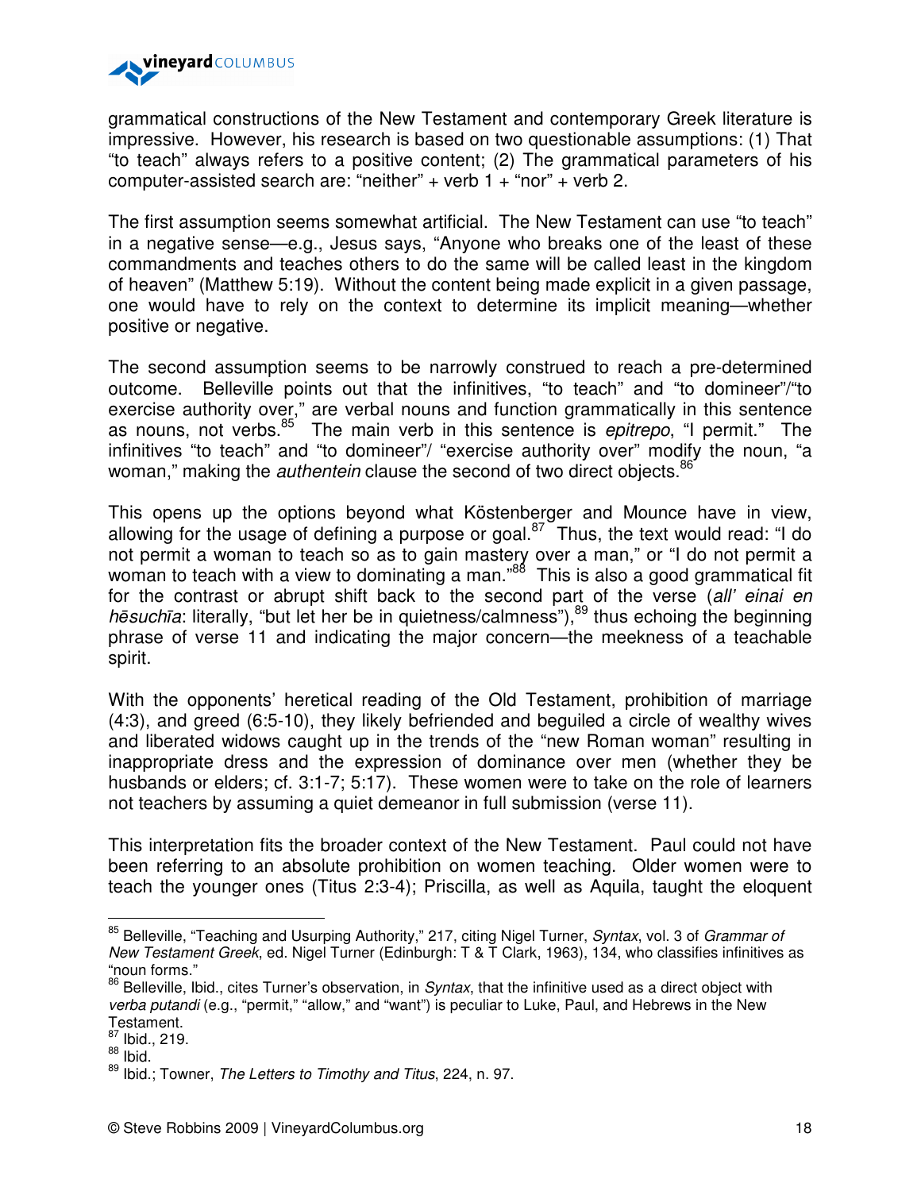grammatical constructions of the New Testament and contemporary Greek literature is impressive. However, his research is based on two questionable assumptions: (1) That "to teach" always refers to a positive content; (2) The grammatical parameters of his computer-assisted search are: "neither" + verb 1 + "nor" + verb 2.

The first assumption seems somewhat artificial. The New Testament can use "to teach" in a negative sense—e.g., Jesus says, "Anyone who breaks one of the least of these commandments and teaches others to do the same will be called least in the kingdom of heaven" (Matthew 5:19). Without the content being made explicit in a given passage, one would have to rely on the context to determine its implicit meaning—whether positive or negative.

The second assumption seems to be narrowly construed to reach a pre-determined outcome. Belleville points out that the infinitives, "to teach" and "to domineer"/"to exercise authority over," are verbal nouns and function grammatically in this sentence as nouns, not verbs.[85] The main verb in this sentence is *epitrepo*, "I permit." The infinitives "to teach" and "to domineer"/ "exercise authority over" modify the noun, "a woman," making the *authentein* clause the second of two direct objects.[86]

This opens up the options beyond what Köstenberger and Mounce have in view, allowing for the usage of defining a purpose or goal.[87] Thus, the text would read: "I do not permit a woman to teach so as to gain mastery over a man," or "I do not permit a woman to teach with a view to dominating a man."[88] This is also a good grammatical fit for the contrast or abrupt shift back to the second part of the verse (*all' einai en hēsuchīa*: literally, "but let her be in quietness/calmness"),[89] thus echoing the beginning phrase of verse 11 and indicating the major concern—the meekness of a teachable spirit.

With the opponents' heretical reading of the Old Testament, prohibition of marriage (4:3), and greed (6:5-10), they likely befriended and beguiled a circle of wealthy wives and liberated widows caught up in the trends of the "new Roman woman" resulting in inappropriate dress and the expression of dominance over men (whether they be husbands or elders; cf. 3:1-7; 5:17). These women were to take on the role of learners not teachers by assuming a quiet demeanor in full submission (verse 11).

This interpretation fits the broader context of the New Testament. Paul could not have been referring to an absolute prohibition on women teaching. Older women were to teach the younger ones (Titus 2:3-4); Priscilla, as well as Aquila, taught the eloquent

---

[85] Belleville, "Teaching and Usurping Authority," 217, citing Nigel Turner, *Syntax*, vol. 3 of *Grammar of New Testament Greek*, ed. Nigel Turner (Edinburgh: T & T Clark, 1963), 134, who classifies infinitives as "noun forms."

[86] Belleville, Ibid., cites Turner's observation, in *Syntax*, that the infinitive used as a direct object with *verba putandi* (e.g., "permit," "allow," and "want") is peculiar to Luke, Paul, and Hebrews in the New Testament.

[87] Ibid., 219.

[88] Ibid.

[89] Ibid.; Towner, *The Letters to Timothy and Titus*, 224, n. 97.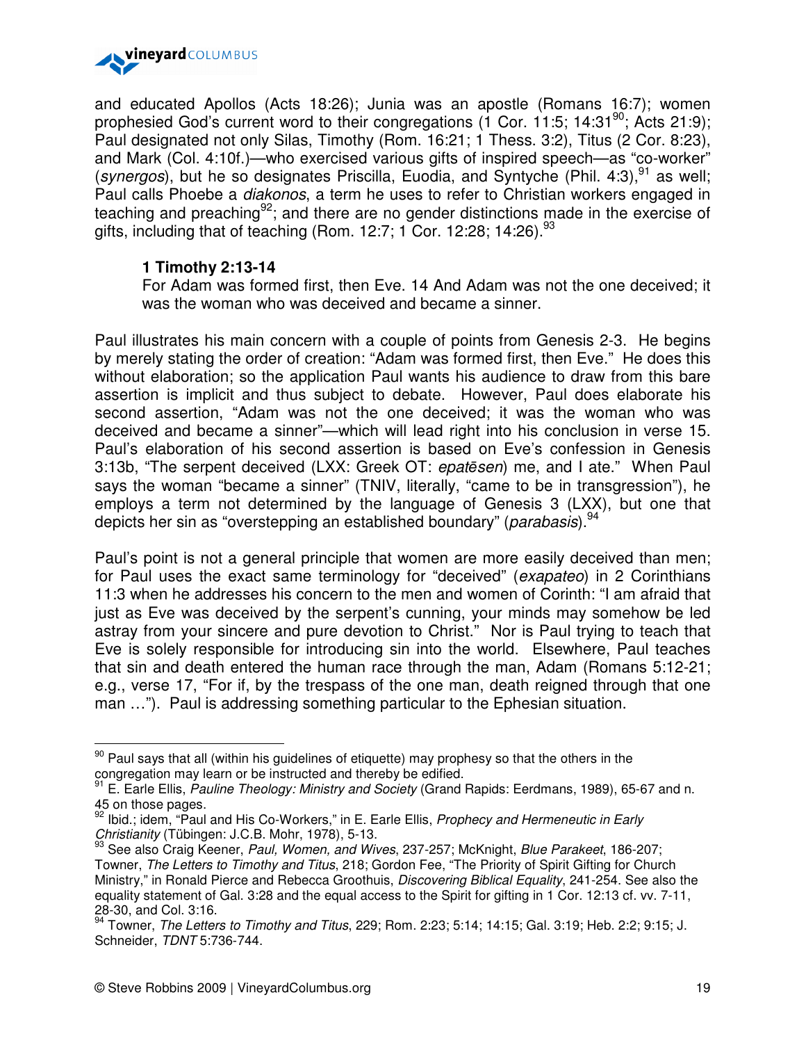and educated Apollos (Acts 18:26); Junia was an apostle (Romans 16:7); women prophesied God's current word to their congregations (1 Cor. 11:5; 14:31[90]; Acts 21:9); Paul designated not only Silas, Timothy (Rom. 16:21; 1 Thess. 3:2), Titus (2 Cor. 8:23), and Mark (Col. 4:10f.)—who exercised various gifts of inspired speech—as "co-worker" (*synergos*), but he so designates Priscilla, Euodia, and Syntyche (Phil. 4:3),[91] as well; Paul calls Phoebe a *diakonos*, a term he uses to refer to Christian workers engaged in teaching and preaching[92]; and there are no gender distinctions made in the exercise of gifts, including that of teaching (Rom. 12:7; 1 Cor. 12:28; 14:26).[93]

> **1 Timothy 2:13-14**
> For Adam was formed first, then Eve. 14 And Adam was not the one deceived; it was the woman who was deceived and became a sinner.

Paul illustrates his main concern with a couple of points from Genesis 2-3. He begins by merely stating the order of creation: "Adam was formed first, then Eve." He does this without elaboration; so the application Paul wants his audience to draw from this bare assertion is implicit and thus subject to debate. However, Paul does elaborate his second assertion, "Adam was not the one deceived; it was the woman who was deceived and became a sinner"—which will lead right into his conclusion in verse 15. Paul's elaboration of his second assertion is based on Eve's confession in Genesis 3:13b, "The serpent deceived (LXX: Greek OT: *epatēsen*) me, and I ate." When Paul says the woman "became a sinner" (TNIV, literally, "came to be in transgression"), he employs a term not determined by the language of Genesis 3 (LXX), but one that depicts her sin as "overstepping an established boundary" (*parabasis*).[94]

Paul's point is not a general principle that women are more easily deceived than men; for Paul uses the exact same terminology for "deceived" (*exapateo*) in 2 Corinthians 11:3 when he addresses his concern to the men and women of Corinth: "I am afraid that just as Eve was deceived by the serpent's cunning, your minds may somehow be led astray from your sincere and pure devotion to Christ." Nor is Paul trying to teach that Eve is solely responsible for introducing sin into the world. Elsewhere, Paul teaches that sin and death entered the human race through the man, Adam (Romans 5:12-21; e.g., verse 17, "For if, by the trespass of the one man, death reigned through that one man …"). Paul is addressing something particular to the Ephesian situation.

---

[90] Paul says that all (within his guidelines of etiquette) may prophesy so that the others in the congregation may learn or be instructed and thereby be edified.

[91] E. Earle Ellis, *Pauline Theology: Ministry and Society* (Grand Rapids: Eerdmans, 1989), 65-67 and n. 45 on those pages.

[92] Ibid.; idem, "Paul and His Co-Workers," in E. Earle Ellis, *Prophecy and Hermeneutic in Early Christianity* (Tübingen: J.C.B. Mohr, 1978), 5-13.

[93] See also Craig Keener, *Paul, Women, and Wives*, 237-257; McKnight, *Blue Parakeet*, 186-207; Towner, *The Letters to Timothy and Titus*, 218; Gordon Fee, "The Priority of Spirit Gifting for Church Ministry," in Ronald Pierce and Rebecca Groothuis, *Discovering Biblical Equality*, 241-254. See also the equality statement of Gal. 3:28 and the equal access to the Spirit for gifting in 1 Cor. 12:13 cf. vv. 7-11, 28-30, and Col. 3:16.

[94] Towner, *The Letters to Timothy and Titus*, 229; Rom. 2:23; 5:14; 14:15; Gal. 3:19; Heb. 2:2; 9:15; J. Schneider, *TDNT* 5:736-744.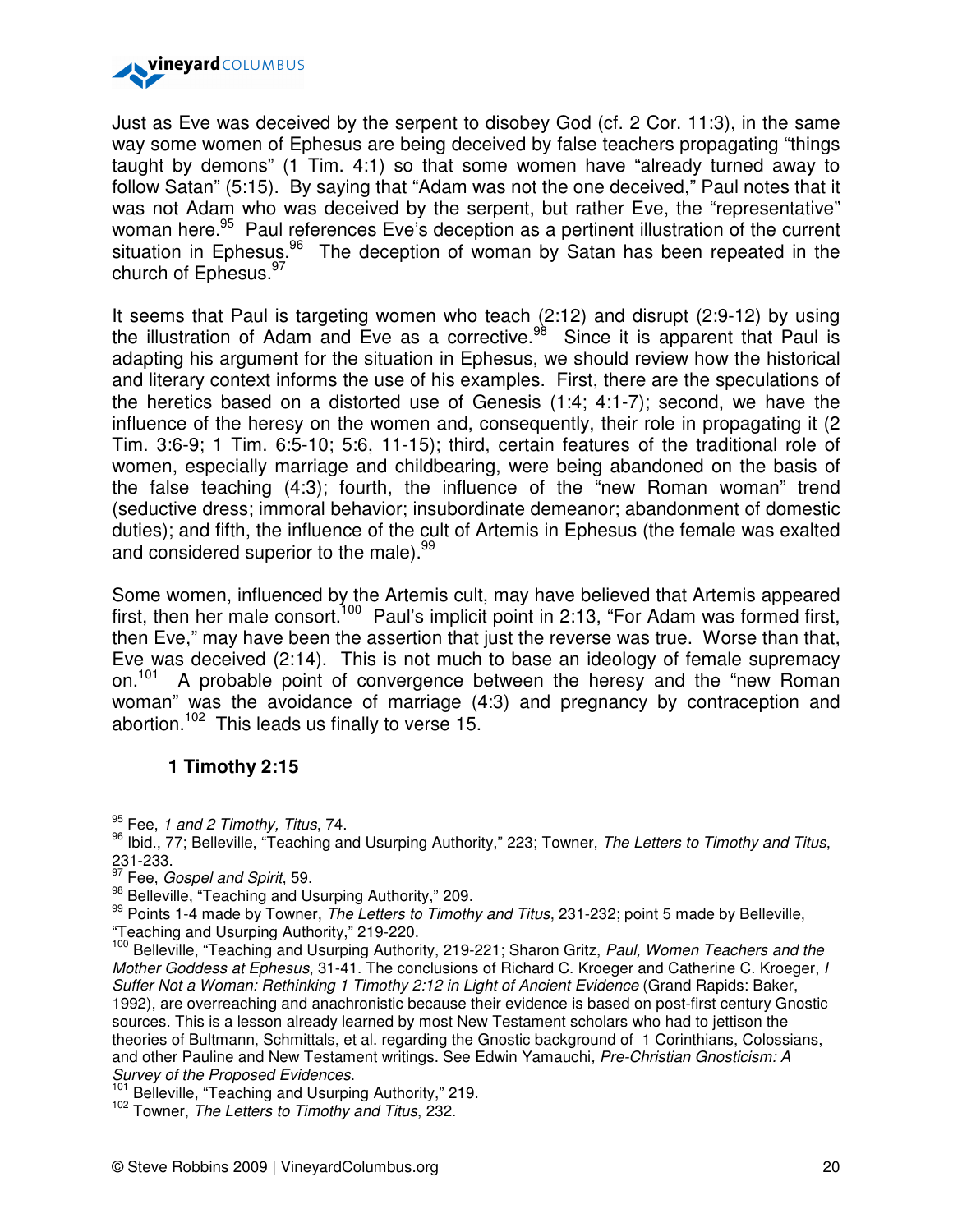Just as Eve was deceived by the serpent to disobey God (cf. 2 Cor. 11:3), in the same way some women of Ephesus are being deceived by false teachers propagating "things taught by demons" (1 Tim. 4:1) so that some women have "already turned away to follow Satan" (5:15). By saying that "Adam was not the one deceived," Paul notes that it was not Adam who was deceived by the serpent, but rather Eve, the "representative" woman here.[95] Paul references Eve's deception as a pertinent illustration of the current situation in Ephesus.[96] The deception of woman by Satan has been repeated in the church of Ephesus.[97]

It seems that Paul is targeting women who teach (2:12) and disrupt (2:9-12) by using the illustration of Adam and Eve as a corrective.[98] Since it is apparent that Paul is adapting his argument for the situation in Ephesus, we should review how the historical and literary context informs the use of his examples. First, there are the speculations of the heretics based on a distorted use of Genesis (1:4; 4:1-7); second, we have the influence of the heresy on the women and, consequently, their role in propagating it (2 Tim. 3:6-9; 1 Tim. 6:5-10; 5:6, 11-15); third, certain features of the traditional role of women, especially marriage and childbearing, were being abandoned on the basis of the false teaching (4:3); fourth, the influence of the "new Roman woman" trend (seductive dress; immoral behavior; insubordinate demeanor; abandonment of domestic duties); and fifth, the influence of the cult of Artemis in Ephesus (the female was exalted and considered superior to the male).[99]

Some women, influenced by the Artemis cult, may have believed that Artemis appeared first, then her male consort.[100] Paul's implicit point in 2:13, "For Adam was formed first, then Eve," may have been the assertion that just the reverse was true. Worse than that, Eve was deceived (2:14). This is not much to base an ideology of female supremacy on.[101] A probable point of convergence between the heresy and the "new Roman woman" was the avoidance of marriage (4:3) and pregnancy by contraception and abortion.[102] This leads us finally to verse 15.

### 1 Timothy 2:15

---

[95] Fee, *1 and 2 Timothy, Titus*, 74.

[96] Ibid., 77; Belleville, "Teaching and Usurping Authority," 223; Towner, *The Letters to Timothy and Titus*, 231-233.

[97] Fee, *Gospel and Spirit*, 59.

[98] Belleville, "Teaching and Usurping Authority," 209.

[99] Points 1-4 made by Towner, *The Letters to Timothy and Titus*, 231-232; point 5 made by Belleville, "Teaching and Usurping Authority," 219-220.

[100] Belleville, "Teaching and Usurping Authority, 219-221; Sharon Gritz, *Paul, Women Teachers and the Mother Goddess at Ephesus*, 31-41. The conclusions of Richard C. Kroeger and Catherine C. Kroeger, *I Suffer Not a Woman: Rethinking 1 Timothy 2:12 in Light of Ancient Evidence* (Grand Rapids: Baker, 1992), are overreaching and anachronistic because their evidence is based on post-first century Gnostic sources. This is a lesson already learned by most New Testament scholars who had to jettison the theories of Bultmann, Schmittals, et al. regarding the Gnostic background of 1 Corinthians, Colossians, and other Pauline and New Testament writings. See Edwin Yamauchi, *Pre-Christian Gnosticism: A Survey of the Proposed Evidences*.

[101] Belleville, "Teaching and Usurping Authority," 219.

[102] Towner, *The Letters to Timothy and Titus*, 232.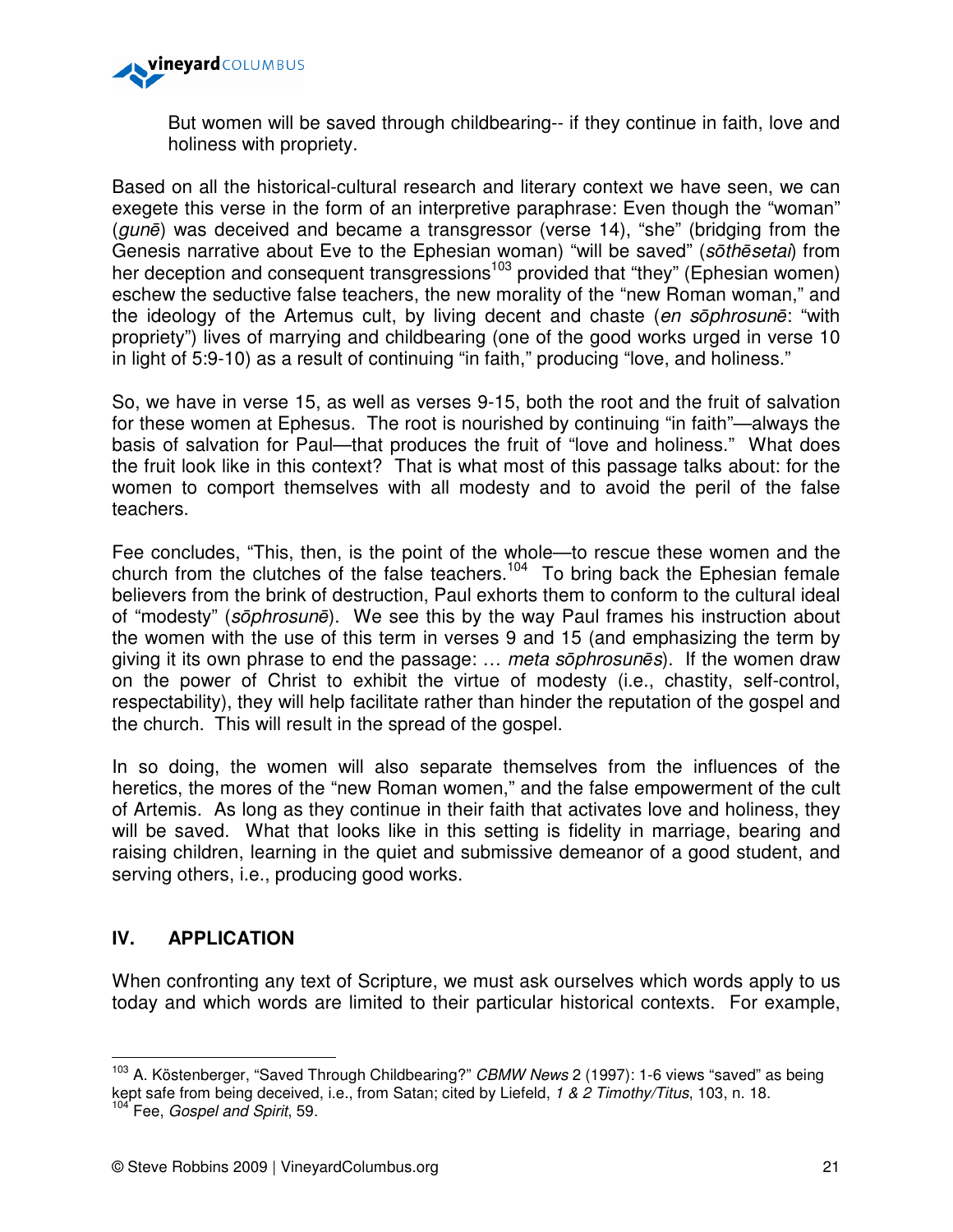> But women will be saved through childbearing-- if they continue in faith, love and holiness with propriety.

Based on all the historical-cultural research and literary context we have seen, we can exegete this verse in the form of an interpretive paraphrase: Even though the "woman" (*gunē*) was deceived and became a transgressor (verse 14), "she" (bridging from the Genesis narrative about Eve to the Ephesian woman) "will be saved" (*sōthēsetai*) from her deception and consequent transgressions[103] provided that "they" (Ephesian women) eschew the seductive false teachers, the new morality of the "new Roman woman," and the ideology of the Artemus cult, by living decent and chaste (*en sōphrosunē*: "with propriety") lives of marrying and childbearing (one of the good works urged in verse 10 in light of 5:9-10) as a result of continuing "in faith," producing "love, and holiness."

So, we have in verse 15, as well as verses 9-15, both the root and the fruit of salvation for these women at Ephesus. The root is nourished by continuing "in faith"—always the basis of salvation for Paul—that produces the fruit of "love and holiness." What does the fruit look like in this context? That is what most of this passage talks about: for the women to comport themselves with all modesty and to avoid the peril of the false teachers.

Fee concludes, "This, then, is the point of the whole—to rescue these women and the church from the clutches of the false teachers.[104] To bring back the Ephesian female believers from the brink of destruction, Paul exhorts them to conform to the cultural ideal of "modesty" (*sōphrosunē*). We see this by the way Paul frames his instruction about the women with the use of this term in verses 9 and 15 (and emphasizing the term by giving it its own phrase to end the passage: … *meta sōphrosunēs*). If the women draw on the power of Christ to exhibit the virtue of modesty (i.e., chastity, self-control, respectability), they will help facilitate rather than hinder the reputation of the gospel and the church. This will result in the spread of the gospel.

In so doing, the women will also separate themselves from the influences of the heretics, the mores of the "new Roman women," and the false empowerment of the cult of Artemis. As long as they continue in their faith that activates love and holiness, they will be saved. What that looks like in this setting is fidelity in marriage, bearing and raising children, learning in the quiet and submissive demeanor of a good student, and serving others, i.e., producing good works.

## IV. APPLICATION

When confronting any text of Scripture, we must ask ourselves which words apply to us today and which words are limited to their particular historical contexts. For example,

---

[103] A. Köstenberger, "Saved Through Childbearing?" *CBMW News* 2 (1997): 1-6 views "saved" as being kept safe from being deceived, i.e., from Satan; cited by Liefeld, *1 & 2 Timothy/Titus*, 103, n. 18.

[104] Fee, *Gospel and Spirit*, 59.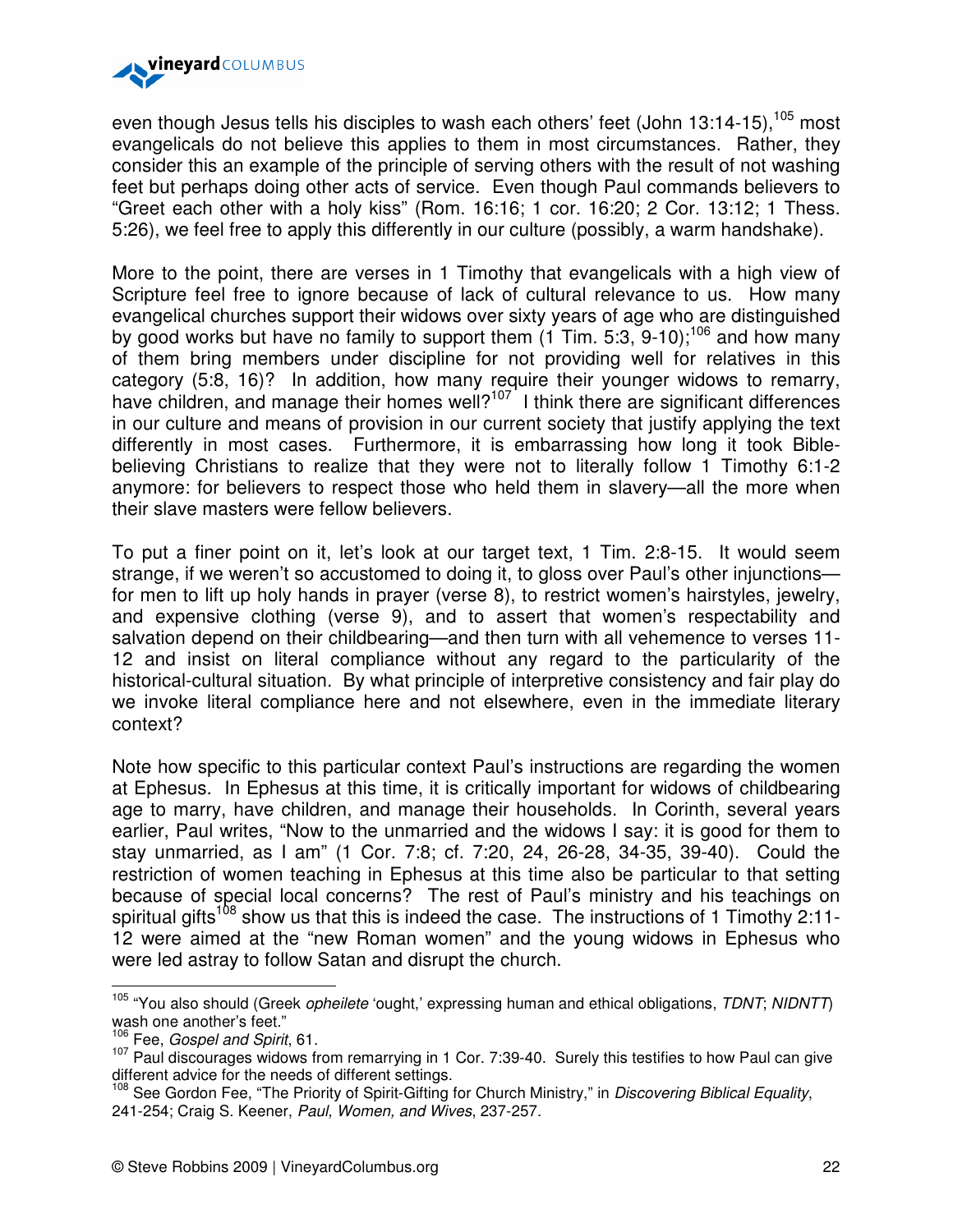even though Jesus tells his disciples to wash each others' feet (John 13:14-15),[105] most evangelicals do not believe this applies to them in most circumstances. Rather, they consider this an example of the principle of serving others with the result of not washing feet but perhaps doing other acts of service. Even though Paul commands believers to "Greet each other with a holy kiss" (Rom. 16:16; 1 cor. 16:20; 2 Cor. 13:12; 1 Thess. 5:26), we feel free to apply this differently in our culture (possibly, a warm handshake).

More to the point, there are verses in 1 Timothy that evangelicals with a high view of Scripture feel free to ignore because of lack of cultural relevance to us. How many evangelical churches support their widows over sixty years of age who are distinguished by good works but have no family to support them (1 Tim. 5:3, 9-10);[106] and how many of them bring members under discipline for not providing well for relatives in this category (5:8, 16)? In addition, how many require their younger widows to remarry, have children, and manage their homes well?[107] I think there are significant differences in our culture and means of provision in our current society that justify applying the text differently in most cases. Furthermore, it is embarrassing how long it took Bible-believing Christians to realize that they were not to literally follow 1 Timothy 6:1-2 anymore: for believers to respect those who held them in slavery—all the more when their slave masters were fellow believers.

To put a finer point on it, let's look at our target text, 1 Tim. 2:8-15. It would seem strange, if we weren't so accustomed to doing it, to gloss over Paul's other injunctions—for men to lift up holy hands in prayer (verse 8), to restrict women's hairstyles, jewelry, and expensive clothing (verse 9), and to assert that women's respectability and salvation depend on their childbearing—and then turn with all vehemence to verses 11-12 and insist on literal compliance without any regard to the particularity of the historical-cultural situation. By what principle of interpretive consistency and fair play do we invoke literal compliance here and not elsewhere, even in the immediate literary context?

Note how specific to this particular context Paul's instructions are regarding the women at Ephesus. In Ephesus at this time, it is critically important for widows of childbearing age to marry, have children, and manage their households. In Corinth, several years earlier, Paul writes, "Now to the unmarried and the widows I say: it is good for them to stay unmarried, as I am" (1 Cor. 7:8; cf. 7:20, 24, 26-28, 34-35, 39-40). Could the restriction of women teaching in Ephesus at this time also be particular to that setting because of special local concerns? The rest of Paul's ministry and his teachings on spiritual gifts[108] show us that this is indeed the case. The instructions of 1 Timothy 2:11-12 were aimed at the "new Roman women" and the young widows in Ephesus who were led astray to follow Satan and disrupt the church.

---

[105] "You also should (Greek *opheilete* 'ought,' expressing human and ethical obligations, *TDNT*; *NIDNTT*) wash one another's feet."

[106] Fee, *Gospel and Spirit*, 61.

[107] Paul discourages widows from remarrying in 1 Cor. 7:39-40. Surely this testifies to how Paul can give different advice for the needs of different settings.

[108] See Gordon Fee, "The Priority of Spirit-Gifting for Church Ministry," in *Discovering Biblical Equality*, 241-254; Craig S. Keener, *Paul, Women, and Wives*, 237-257.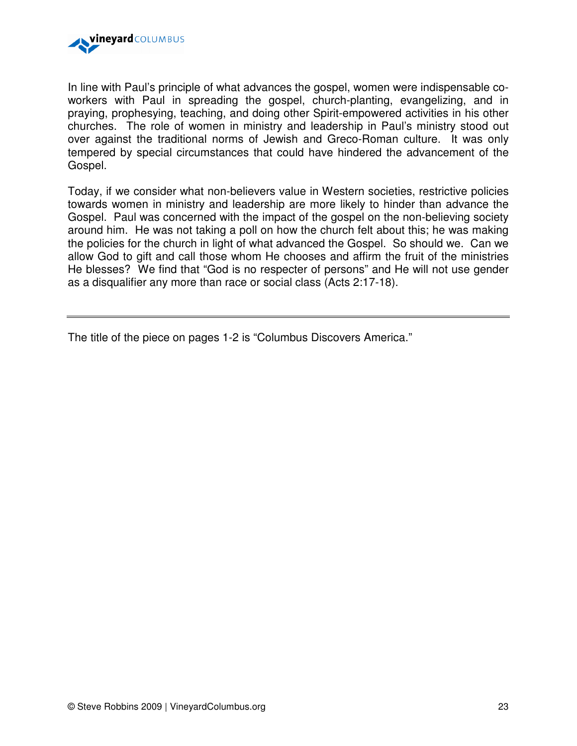In line with Paul's principle of what advances the gospel, women were indispensable co-workers with Paul in spreading the gospel, church-planting, evangelizing, and in praying, prophesying, teaching, and doing other Spirit-empowered activities in his other churches. The role of women in ministry and leadership in Paul's ministry stood out over against the traditional norms of Jewish and Greco-Roman culture. It was only tempered by special circumstances that could have hindered the advancement of the Gospel.

Today, if we consider what non-believers value in Western societies, restrictive policies towards women in ministry and leadership are more likely to hinder than advance the Gospel. Paul was concerned with the impact of the gospel on the non-believing society around him. He was not taking a poll on how the church felt about this; he was making the policies for the church in light of what advanced the Gospel. So should we. Can we allow God to gift and call those whom He chooses and affirm the fruit of the ministries He blesses? We find that "God is no respecter of persons" and He will not use gender as a disqualifier any more than race or social class (Acts 2:17-18).

---

The title of the piece on pages 1-2 is "Columbus Discovers America."